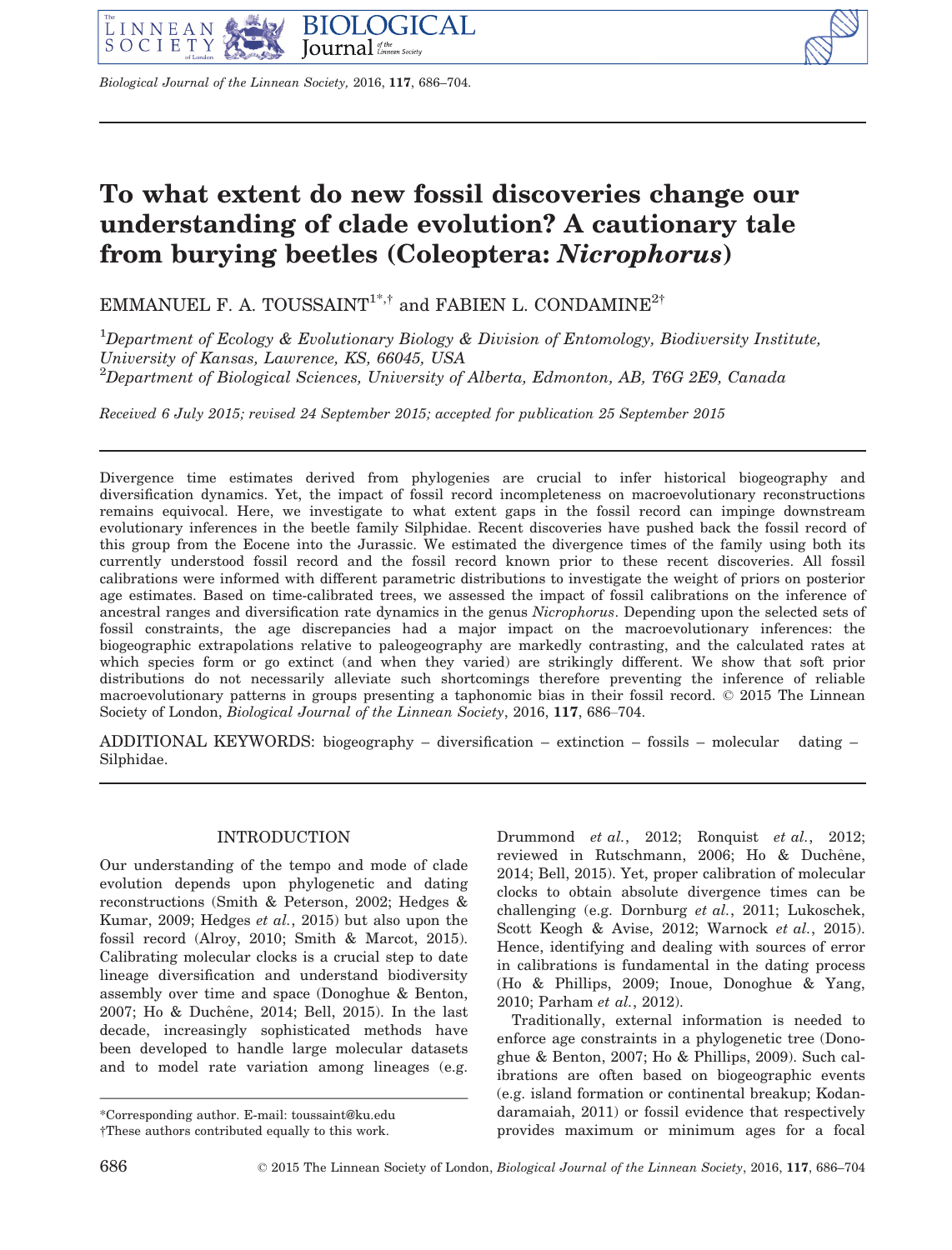# To what extent do new fossil discoveries change our understanding of clade evolution? A cautionary tale from burying beetles (Coleoptera: *Nicrophorus*)

EMMANUEL F. A. TOUSSAINT[1*,†] and FABIEN L. CONDAMINE[2†]

[1]*Department of Ecology & Evolutionary Biology & Division of Entomology, Biodiversity Institute, University of Kansas, Lawrence, KS, 66045, USA*
[2]*Department of Biological Sciences, University of Alberta, Edmonton, AB, T6G 2E9, Canada*

*Received 6 July 2015; revised 24 September 2015; accepted for publication 25 September 2015*

Divergence time estimates derived from phylogenies are crucial to infer historical biogeography and diversification dynamics. Yet, the impact of fossil record incompleteness on macroevolutionary reconstructions remains equivocal. Here, we investigate to what extent gaps in the fossil record can impinge downstream evolutionary inferences in the beetle family Silphidae. Recent discoveries have pushed back the fossil record of this group from the Eocene into the Jurassic. We estimated the divergence times of the family using both its currently understood fossil record and the fossil record known prior to these recent discoveries. All fossil calibrations were informed with different parametric distributions to investigate the weight of priors on posterior age estimates. Based on time-calibrated trees, we assessed the impact of fossil calibrations on the inference of ancestral ranges and diversification rate dynamics in the genus *Nicrophorus*. Depending upon the selected sets of fossil constraints, the age discrepancies had a major impact on the macroevolutionary inferences: the biogeographic extrapolations relative to paleogeography are markedly contrasting, and the calculated rates at which species form or go extinct (and when they varied) are strikingly different. We show that soft prior distributions do not necessarily alleviate such shortcomings therefore preventing the inference of reliable macroevolutionary patterns in groups presenting a taphonomic bias in their fossil record. © 2015 The Linnean Society of London, *Biological Journal of the Linnean Society*, 2016, **117**, 686–704.

ADDITIONAL KEYWORDS: biogeography – diversification – extinction – fossils – molecular dating – Silphidae.

## INTRODUCTION

Our understanding of the tempo and mode of clade evolution depends upon phylogenetic and dating reconstructions (Smith & Peterson, 2002; Hedges & Kumar, 2009; Hedges *et al.*, 2015) but also upon the fossil record (Alroy, 2010; Smith & Marcot, 2015). Calibrating molecular clocks is a crucial step to date lineage diversification and understand biodiversity assembly over time and space (Donoghue & Benton, 2007; Ho & Duchêne, 2014; Bell, 2015). In the last decade, increasingly sophisticated methods have been developed to handle large molecular datasets and to model rate variation among lineages (e.g. Drummond *et al.*, 2012; Ronquist *et al.*, 2012; reviewed in Rutschmann, 2006; Ho & Duchêne, 2014; Bell, 2015). Yet, proper calibration of molecular clocks to obtain absolute divergence times can be challenging (e.g. Dornburg *et al.*, 2011; Lukoschek, Scott Keogh & Avise, 2012; Warnock *et al.*, 2015). Hence, identifying and dealing with sources of error in calibrations is fundamental in the dating process (Ho & Phillips, 2009; Inoue, Donoghue & Yang, 2010; Parham *et al.*, 2012).

Traditionally, external information is needed to enforce age constraints in a phylogenetic tree (Donoghue & Benton, 2007; Ho & Phillips, 2009). Such calibrations are often based on biogeographic events (e.g. island formation or continental breakup; Kodandaramaiah, 2011) or fossil evidence that respectively provides maximum or minimum ages for a focal

*Corresponding author. E-mail: toussaint@ku.edu
†These authors contributed equally to this work.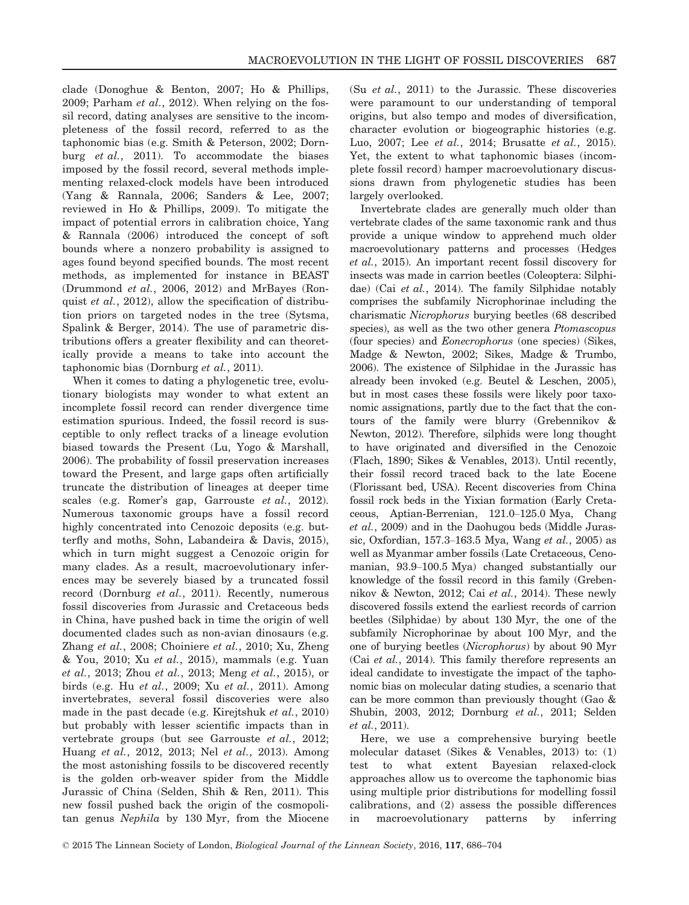clade (Donoghue & Benton, 2007; Ho & Phillips, 2009; Parham *et al.*, 2012). When relying on the fossil record, dating analyses are sensitive to the incompleteness of the fossil record, referred to as the taphonomic bias (e.g. Smith & Peterson, 2002; Dornburg *et al.*, 2011). To accommodate the biases imposed by the fossil record, several methods implementing relaxed-clock models have been introduced (Yang & Rannala, 2006; Sanders & Lee, 2007; reviewed in Ho & Phillips, 2009). To mitigate the impact of potential errors in calibration choice, Yang & Rannala (2006) introduced the concept of soft bounds where a nonzero probability is assigned to ages found beyond specified bounds. The most recent methods, as implemented for instance in BEAST (Drummond *et al.*, 2006, 2012) and MrBayes (Ronquist *et al.*, 2012), allow the specification of distribution priors on targeted nodes in the tree (Sytsma, Spalink & Berger, 2014). The use of parametric distributions offers a greater flexibility and can theoretically provide a means to take into account the taphonomic bias (Dornburg *et al.*, 2011).

When it comes to dating a phylogenetic tree, evolutionary biologists may wonder to what extent an incomplete fossil record can render divergence time estimation spurious. Indeed, the fossil record is susceptible to only reflect tracks of a lineage evolution biased towards the Present (Lu, Yogo & Marshall, 2006). The probability of fossil preservation increases toward the Present, and large gaps often artificially truncate the distribution of lineages at deeper time scales (e.g. Romer's gap, Garrouste *et al.*, 2012). Numerous taxonomic groups have a fossil record highly concentrated into Cenozoic deposits (e.g. butterfly and moths, Sohn, Labandeira & Davis, 2015), which in turn might suggest a Cenozoic origin for many clades. As a result, macroevolutionary inferences may be severely biased by a truncated fossil record (Dornburg *et al.*, 2011). Recently, numerous fossil discoveries from Jurassic and Cretaceous beds in China, have pushed back in time the origin of well documented clades such as non-avian dinosaurs (e.g. Zhang *et al.*, 2008; Choiniere *et al.*, 2010; Xu, Zheng & You, 2010; Xu *et al.*, 2015), mammals (e.g. Yuan *et al.*, 2013; Zhou *et al.*, 2013; Meng *et al.*, 2015), or birds (e.g. Hu *et al.*, 2009; Xu *et al.*, 2011). Among invertebrates, several fossil discoveries were also made in the past decade (e.g. Kirejtshuk *et al.*, 2010) but probably with lesser scientific impacts than in vertebrate groups (but see Garrouste *et al.*, 2012; Huang *et al.*, 2012, 2013; Nel *et al.*, 2013). Among the most astonishing fossils to be discovered recently is the golden orb-weaver spider from the Middle Jurassic of China (Selden, Shih & Ren, 2011). This new fossil pushed back the origin of the cosmopolitan genus *Nephila* by 130 Myr, from the Miocene (Su *et al.*, 2011) to the Jurassic. These discoveries were paramount to our understanding of temporal origins, but also tempo and modes of diversification, character evolution or biogeographic histories (e.g. Luo, 2007; Lee *et al.*, 2014; Brusatte *et al.*, 2015). Yet, the extent to what taphonomic biases (incomplete fossil record) hamper macroevolutionary discussions drawn from phylogenetic studies has been largely overlooked.

Invertebrate clades are generally much older than vertebrate clades of the same taxonomic rank and thus provide a unique window to apprehend much older macroevolutionary patterns and processes (Hedges *et al.*, 2015). An important recent fossil discovery for insects was made in carrion beetles (Coleoptera: Silphidae) (Cai *et al.*, 2014). The family Silphidae notably comprises the subfamily Nicrophorinae including the charismatic *Nicrophorus* burying beetles (68 described species), as well as the two other genera *Ptomascopus* (four species) and *Eonecrophorus* (one species) (Sikes, Madge & Newton, 2002; Sikes, Madge & Trumbo, 2006). The existence of Silphidae in the Jurassic has already been invoked (e.g. Beutel & Leschen, 2005), but in most cases these fossils were likely poor taxonomic assignations, partly due to the fact that the contours of the family were blurry (Grebennikov & Newton, 2012). Therefore, silphids were long thought to have originated and diversified in the Cenozoic (Flach, 1890; Sikes & Venables, 2013). Until recently, their fossil record traced back to the late Eocene (Florissant bed, USA). Recent discoveries from China fossil rock beds in the Yixian formation (Early Cretaceous, Aptian-Berrenian, 121.0–125.0 Mya, Chang *et al.*, 2009) and in the Daohugou beds (Middle Jurassic, Oxfordian, 157.3–163.5 Mya, Wang *et al.*, 2005) as well as Myanmar amber fossils (Late Cretaceous, Cenomanian, 93.9–100.5 Mya) changed substantially our knowledge of the fossil record in this family (Grebennikov & Newton, 2012; Cai *et al.*, 2014). These newly discovered fossils extend the earliest records of carrion beetles (Silphidae) by about 130 Myr, the one of the subfamily Nicrophorinae by about 100 Myr, and the one of burying beetles (*Nicrophorus*) by about 90 Myr (Cai *et al.*, 2014). This family therefore represents an ideal candidate to investigate the impact of the taphonomic bias on molecular dating studies, a scenario that can be more common than previously thought (Gao & Shubin, 2003, 2012; Dornburg *et al.*, 2011; Selden *et al.*, 2011).

Here, we use a comprehensive burying beetle molecular dataset (Sikes & Venables, 2013) to: (1) test to what extent Bayesian relaxed-clock approaches allow us to overcome the taphonomic bias using multiple prior distributions for modelling fossil calibrations, and (2) assess the possible differences in macroevolutionary patterns by inferring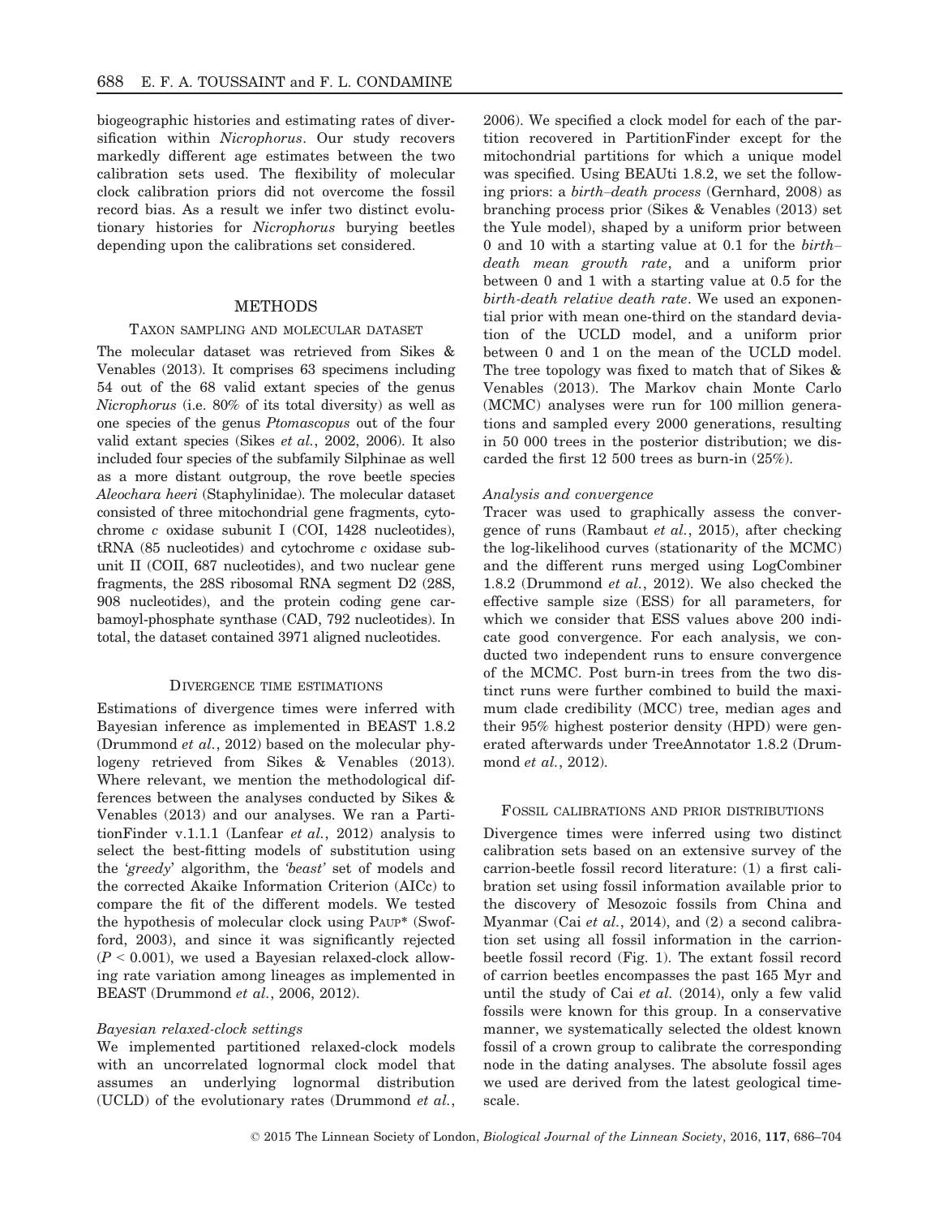biogeographic histories and estimating rates of diversification within *Nicrophorus*. Our study recovers markedly different age estimates between the two calibration sets used. The flexibility of molecular clock calibration priors did not overcome the fossil record bias. As a result we infer two distinct evolutionary histories for *Nicrophorus* burying beetles depending upon the calibrations set considered.

## METHODS

### TAXON SAMPLING AND MOLECULAR DATASET

The molecular dataset was retrieved from Sikes & Venables (2013). It comprises 63 specimens including 54 out of the 68 valid extant species of the genus *Nicrophorus* (i.e. 80% of its total diversity) as well as one species of the genus *Ptomascopus* out of the four valid extant species (Sikes *et al.*, 2002, 2006). It also included four species of the subfamily Silphinae as well as a more distant outgroup, the rove beetle species *Aleochara heeri* (Staphylinidae). The molecular dataset consisted of three mitochondrial gene fragments, cytochrome *c* oxidase subunit I (COI, 1428 nucleotides), tRNA (85 nucleotides) and cytochrome *c* oxidase subunit II (COII, 687 nucleotides), and two nuclear gene fragments, the 28S ribosomal RNA segment D2 (28S, 908 nucleotides), and the protein coding gene carbamoyl-phosphate synthase (CAD, 792 nucleotides). In total, the dataset contained 3971 aligned nucleotides.

### DIVERGENCE TIME ESTIMATIONS

Estimations of divergence times were inferred with Bayesian inference as implemented in BEAST 1.8.2 (Drummond *et al.*, 2012) based on the molecular phylogeny retrieved from Sikes & Venables (2013). Where relevant, we mention the methodological differences between the analyses conducted by Sikes & Venables (2013) and our analyses. We ran a PartitionFinder v.1.1.1 (Lanfear *et al.*, 2012) analysis to select the best-fitting models of substitution using the *'greedy'* algorithm, the *'beast'* set of models and the corrected Akaike Information Criterion (AICc) to compare the fit of the different models. We tested the hypothesis of molecular clock using PAUP* (Swofford, 2003), and since it was significantly rejected ($P < 0.001$), we used a Bayesian relaxed-clock allowing rate variation among lineages as implemented in BEAST (Drummond *et al.*, 2006, 2012).

#### *Bayesian relaxed-clock settings*

We implemented partitioned relaxed-clock models with an uncorrelated lognormal clock model that assumes an underlying lognormal distribution (UCLD) of the evolutionary rates (Drummond *et al.*, 2006). We specified a clock model for each of the partition recovered in PartitionFinder except for the mitochondrial partitions for which a unique model was specified. Using BEAUti 1.8.2, we set the following priors: a *birth–death process* (Gernhard, 2008) as branching process prior (Sikes & Venables (2013) set the Yule model), shaped by a uniform prior between 0 and 10 with a starting value at 0.1 for the *birth–death mean growth rate*, and a uniform prior between 0 and 1 with a starting value at 0.5 for the *birth-death relative death rate*. We used an exponential prior with mean one-third on the standard deviation of the UCLD model, and a uniform prior between 0 and 1 on the mean of the UCLD model. The tree topology was fixed to match that of Sikes & Venables (2013). The Markov chain Monte Carlo (MCMC) analyses were run for 100 million generations and sampled every 2000 generations, resulting in 50 000 trees in the posterior distribution; we discarded the first 12 500 trees as burn-in (25%).

#### *Analysis and convergence*

Tracer was used to graphically assess the convergence of runs (Rambaut *et al.*, 2015), after checking the log-likelihood curves (stationarity of the MCMC) and the different runs merged using LogCombiner 1.8.2 (Drummond *et al.*, 2012). We also checked the effective sample size (ESS) for all parameters, for which we consider that ESS values above 200 indicate good convergence. For each analysis, we conducted two independent runs to ensure convergence of the MCMC. Post burn-in trees from the two distinct runs were further combined to build the maximum clade credibility (MCC) tree, median ages and their 95% highest posterior density (HPD) were generated afterwards under TreeAnnotator 1.8.2 (Drummond *et al.*, 2012).

### FOSSIL CALIBRATIONS AND PRIOR DISTRIBUTIONS

Divergence times were inferred using two distinct calibration sets based on an extensive survey of the carrion-beetle fossil record literature: (1) a first calibration set using fossil information available prior to the discovery of Mesozoic fossils from China and Myanmar (Cai *et al.*, 2014), and (2) a second calibration set using all fossil information in the carrion-beetle fossil record (Fig. 1). The extant fossil record of carrion beetles encompasses the past 165 Myr and until the study of Cai *et al.* (2014), only a few valid fossils were known for this group. In a conservative manner, we systematically selected the oldest known fossil of a crown group to calibrate the corresponding node in the dating analyses. The absolute fossil ages we used are derived from the latest geological timescale.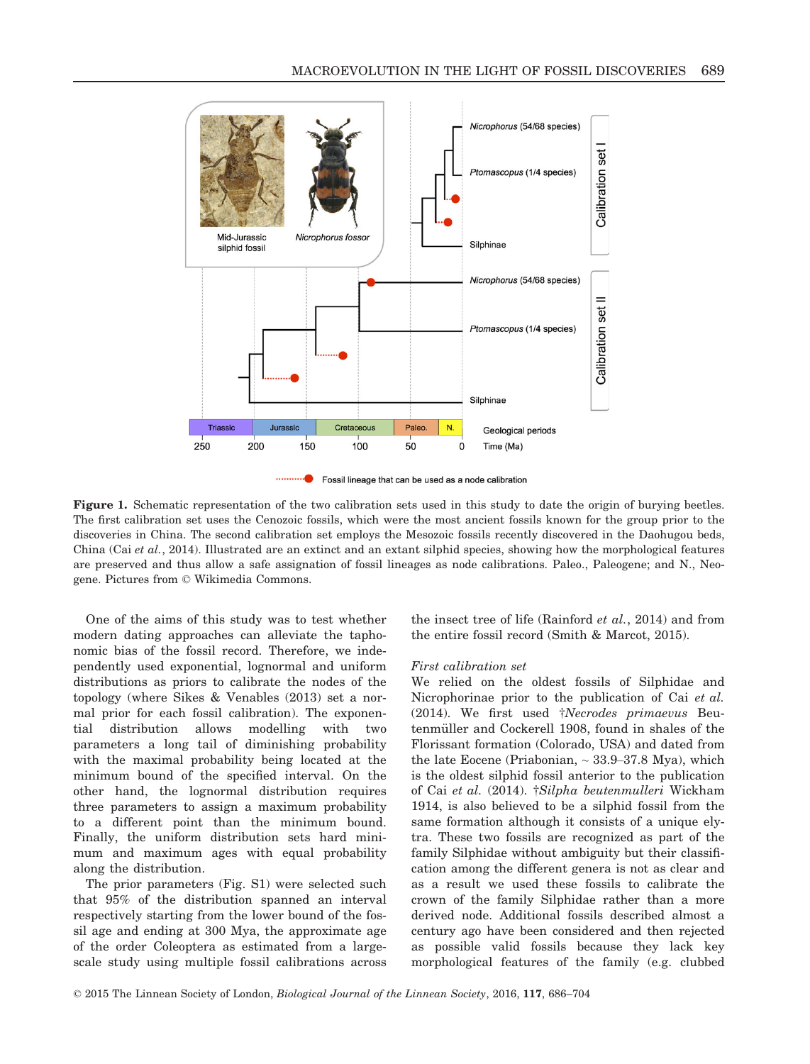**Figure 1.** Schematic representation of the two calibration sets used in this study to date the origin of burying beetles. The first calibration set uses the Cenozoic fossils, which were the most ancient fossils known for the group prior to the discoveries in China. The second calibration set employs the Mesozoic fossils recently discovered in the Daohugou beds, China (Cai *et al.*, 2014). Illustrated are an extinct and an extant silphid species, showing how the morphological features are preserved and thus allow a safe assignation of fossil lineages as node calibrations. Paleo., Paleogene; and N., Neogene. Pictures from © Wikimedia Commons.

One of the aims of this study was to test whether modern dating approaches can alleviate the taphonomic bias of the fossil record. Therefore, we independently used exponential, lognormal and uniform distributions as priors to calibrate the nodes of the topology (where Sikes & Venables (2013) set a normal prior for each fossil calibration). The exponential distribution allows modelling with two parameters a long tail of diminishing probability with the maximal probability being located at the minimum bound of the specified interval. On the other hand, the lognormal distribution requires three parameters to assign a maximum probability to a different point than the minimum bound. Finally, the uniform distribution sets hard minimum and maximum ages with equal probability along the distribution.

The prior parameters (Fig. S1) were selected such that 95% of the distribution spanned an interval respectively starting from the lower bound of the fossil age and ending at 300 Mya, the approximate age of the order Coleoptera as estimated from a large-scale study using multiple fossil calibrations across the insect tree of life (Rainford *et al.*, 2014) and from the entire fossil record (Smith & Marcot, 2015).

### First calibration set

We relied on the oldest fossils of Silphidae and Nicrophorinae prior to the publication of Cai *et al.* (2014). We first used †*Necrodes primaevus* Beutenmüller and Cockerell 1908, found in shales of the Florissant formation (Colorado, USA) and dated from the late Eocene (Priabonian, ~ 33.9–37.8 Mya), which is the oldest silphid fossil anterior to the publication of Cai *et al.* (2014). †*Silpha beutenmulleri* Wickham 1914, is also believed to be a silphid fossil from the same formation although it consists of a unique elytra. These two fossils are recognized as part of the family Silphidae without ambiguity but their classification among the different genera is not as clear and as a result we used these fossils to calibrate the crown of the family Silphidae rather than a more derived node. Additional fossils described almost a century ago have been considered and then rejected as possible valid fossils because they lack key morphological features of the family (e.g. clubbed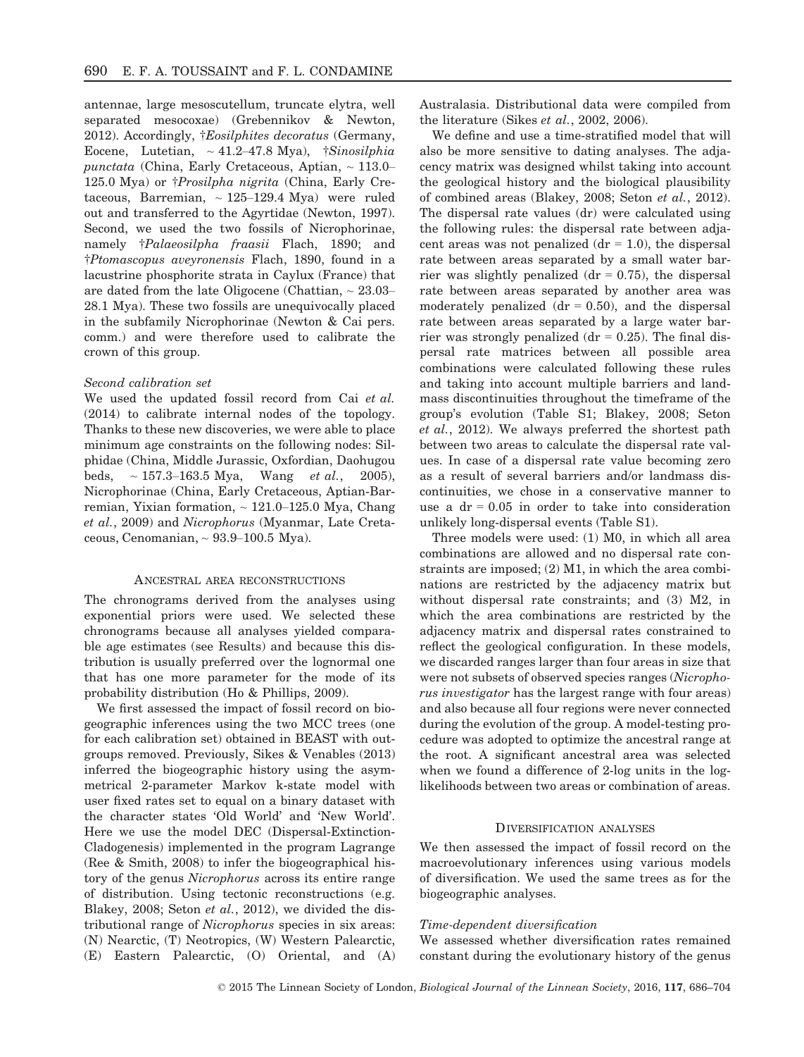antennae, large mesoscutellum, truncate elytra, well separated mesocoxae) (Grebennikov & Newton, 2012). Accordingly, †*Eosilphites decoratus* (Germany, Eocene, Lutetian, ~ 41.2–47.8 Mya), †*Sinosilphia punctata* (China, Early Cretaceous, Aptian, ~ 113.0–125.0 Mya) or †*Prosilpha nigrita* (China, Early Cretaceous, Barremian, ~ 125–129.4 Mya) were ruled out and transferred to the Agyrtidae (Newton, 1997). Second, we used the two fossils of Nicrophorinae, namely †*Palaeosilpha fraasii* Flach, 1890; and †*Ptomascopus aveyronensis* Flach, 1890, found in a lacustrine phosphorite strata in Caylux (France) that are dated from the late Oligocene (Chattian, ~ 23.03–28.1 Mya). These two fossils are unequivocally placed in the subfamily Nicrophorinae (Newton & Cai pers. comm.) and were therefore used to calibrate the crown of this group.

#### *Second calibration set*

We used the updated fossil record from Cai *et al.* (2014) to calibrate internal nodes of the topology. Thanks to these new discoveries, we were able to place minimum age constraints on the following nodes: Silphidae (China, Middle Jurassic, Oxfordian, Daohugou beds, ~ 157.3–163.5 Mya, Wang *et al.*, 2005), Nicrophorinae (China, Early Cretaceous, Aptian-Barremian, Yixian formation, ~ 121.0–125.0 Mya, Chang *et al.*, 2009) and *Nicrophorus* (Myanmar, Late Cretaceous, Cenomanian, ~ 93.9–100.5 Mya).

### Ancestral area reconstructions

The chronograms derived from the analyses using exponential priors were used. We selected these chronograms because all analyses yielded comparable age estimates (see Results) and because this distribution is usually preferred over the lognormal one that has one more parameter for the mode of its probability distribution (Ho & Phillips, 2009).

We first assessed the impact of fossil record on biogeographic inferences using the two MCC trees (one for each calibration set) obtained in BEAST with outgroups removed. Previously, Sikes & Venables (2013) inferred the biogeographic history using the asymmetrical 2-parameter Markov k-state model with user fixed rates set to equal on a binary dataset with the character states 'Old World' and 'New World'. Here we use the model DEC (Dispersal-Extinction-Cladogenesis) implemented in the program Lagrange (Ree & Smith, 2008) to infer the biogeographical history of the genus *Nicrophorus* across its entire range of distribution. Using tectonic reconstructions (e.g. Blakey, 2008; Seton *et al.*, 2012), we divided the distributional range of *Nicrophorus* species in six areas: (N) Nearctic, (T) Neotropics, (W) Western Palearctic, (E) Eastern Palearctic, (O) Oriental, and (A) Australasia. Distributional data were compiled from the literature (Sikes *et al.*, 2002, 2006).

We define and use a time-stratified model that will also be more sensitive to dating analyses. The adjacency matrix was designed whilst taking into account the geological history and the biological plausibility of combined areas (Blakey, 2008; Seton *et al.*, 2012). The dispersal rate values (dr) were calculated using the following rules: the dispersal rate between adjacent areas was not penalized (dr = 1.0), the dispersal rate between areas separated by a small water barrier was slightly penalized (dr = 0.75), the dispersal rate between areas separated by another area was moderately penalized (dr = 0.50), and the dispersal rate between areas separated by a large water barrier was strongly penalized (dr = 0.25). The final dispersal rate matrices between all possible area combinations were calculated following these rules and taking into account multiple barriers and landmass discontinuities throughout the timeframe of the group's evolution (Table S1; Blakey, 2008; Seton *et al.*, 2012). We always preferred the shortest path between two areas to calculate the dispersal rate values. In case of a dispersal rate value becoming zero as a result of several barriers and/or landmass discontinuities, we chose in a conservative manner to use a dr = 0.05 in order to take into consideration unlikely long-dispersal events (Table S1).

Three models were used: (1) M0, in which all area combinations are allowed and no dispersal rate constraints are imposed; (2) M1, in which the area combinations are restricted by the adjacency matrix but without dispersal rate constraints; and (3) M2, in which the area combinations are restricted by the adjacency matrix and dispersal rates constrained to reflect the geological configuration. In these models, we discarded ranges larger than four areas in size that were not subsets of observed species ranges (*Nicrophorus investigator* has the largest range with four areas) and also because all four regions were never connected during the evolution of the group. A model-testing procedure was adopted to optimize the ancestral range at the root. A significant ancestral area was selected when we found a difference of 2-log units in the log-likelihoods between two areas or combination of areas.

### Diversification analyses

We then assessed the impact of fossil record on the macroevolutionary inferences using various models of diversification. We used the same trees as for the biogeographic analyses.

#### *Time-dependent diversification*

We assessed whether diversification rates remained constant during the evolutionary history of the genus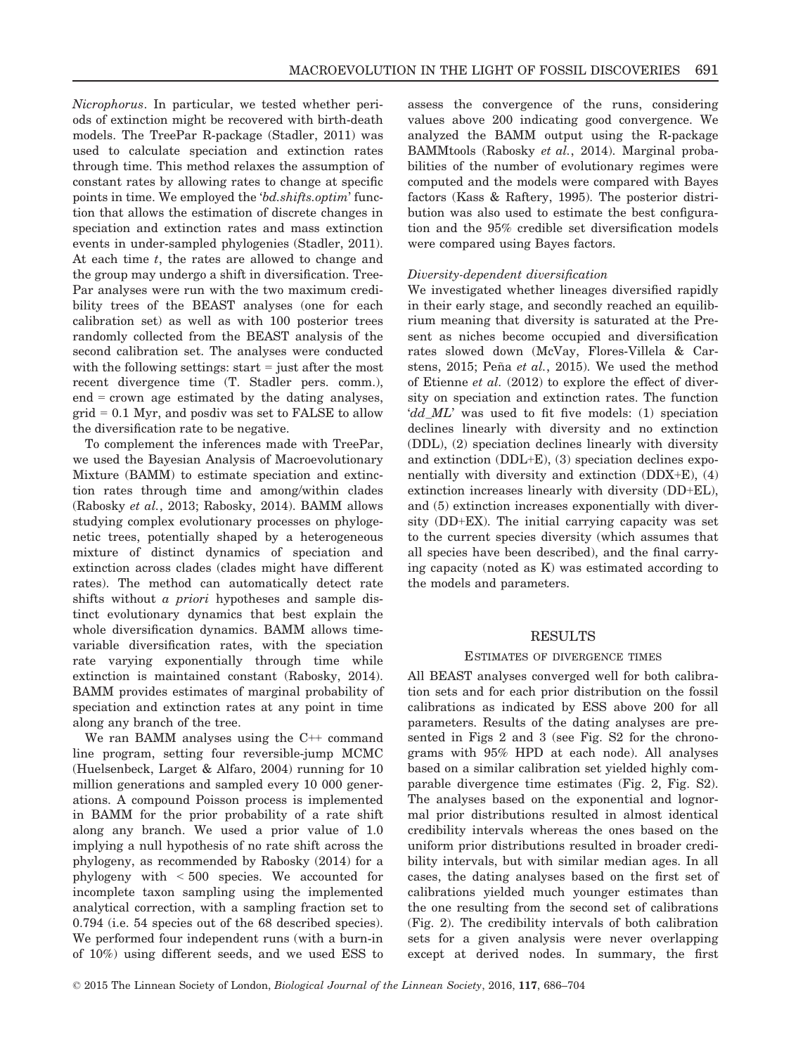*Nicrophorus*. In particular, we tested whether periods of extinction might be recovered with birth-death models. The TreePar R-package (Stadler, 2011) was used to calculate speciation and extinction rates through time. This method relaxes the assumption of constant rates by allowing rates to change at specific points in time. We employed the '*bd.shifts.optim*' function that allows the estimation of discrete changes in speciation and extinction rates and mass extinction events in under-sampled phylogenies (Stadler, 2011). At each time *t*, the rates are allowed to change and the group may undergo a shift in diversification. TreePar analyses were run with the two maximum credibility trees of the BEAST analyses (one for each calibration set) as well as with 100 posterior trees randomly collected from the BEAST analysis of the second calibration set. The analyses were conducted with the following settings: start = just after the most recent divergence time (T. Stadler pers. comm.), end = crown age estimated by the dating analyses, grid = 0.1 Myr, and posdiv was set to FALSE to allow the diversification rate to be negative.

To complement the inferences made with TreePar, we used the Bayesian Analysis of Macroevolutionary Mixture (BAMM) to estimate speciation and extinction rates through time and among/within clades (Rabosky *et al.*, 2013; Rabosky, 2014). BAMM allows studying complex evolutionary processes on phylogenetic trees, potentially shaped by a heterogeneous mixture of distinct dynamics of speciation and extinction across clades (clades might have different rates). The method can automatically detect rate shifts without *a priori* hypotheses and sample distinct evolutionary dynamics that best explain the whole diversification dynamics. BAMM allows time-variable diversification rates, with the speciation rate varying exponentially through time while extinction is maintained constant (Rabosky, 2014). BAMM provides estimates of marginal probability of speciation and extinction rates at any point in time along any branch of the tree.

We ran BAMM analyses using the C++ command line program, setting four reversible-jump MCMC (Huelsenbeck, Larget & Alfaro, 2004) running for 10 million generations and sampled every 10 000 generations. A compound Poisson process is implemented in BAMM for the prior probability of a rate shift along any branch. We used a prior value of 1.0 implying a null hypothesis of no rate shift across the phylogeny, as recommended by Rabosky (2014) for a phylogeny with < 500 species. We accounted for incomplete taxon sampling using the implemented analytical correction, with a sampling fraction set to 0.794 (i.e. 54 species out of the 68 described species). We performed four independent runs (with a burn-in of 10%) using different seeds, and we used ESS to assess the convergence of the runs, considering values above 200 indicating good convergence. We analyzed the BAMM output using the R-package BAMMtools (Rabosky *et al.*, 2014). Marginal probabilities of the number of evolutionary regimes were computed and the models were compared with Bayes factors (Kass & Raftery, 1995). The posterior distribution was also used to estimate the best configuration and the 95% credible set diversification models were compared using Bayes factors.

#### *Diversity-dependent diversification*

We investigated whether lineages diversified rapidly in their early stage, and secondly reached an equilibrium meaning that diversity is saturated at the Present as niches become occupied and diversification rates slowed down (McVay, Flores-Villela & Carstens, 2015; Peña *et al.*, 2015). We used the method of Etienne *et al.* (2012) to explore the effect of diversity on speciation and extinction rates. The function '*dd_ML*' was used to fit five models: (1) speciation declines linearly with diversity and no extinction (DDL), (2) speciation declines linearly with diversity and extinction (DDL+E), (3) speciation declines exponentially with diversity and extinction (DDX+E), (4) extinction increases linearly with diversity (DD+EL), and (5) extinction increases exponentially with diversity (DD+EX). The initial carrying capacity was set to the current species diversity (which assumes that all species have been described), and the final carrying capacity (noted as K) was estimated according to the models and parameters.

## RESULTS

### ESTIMATES OF DIVERGENCE TIMES

All BEAST analyses converged well for both calibration sets and for each prior distribution on the fossil calibrations as indicated by ESS above 200 for all parameters. Results of the dating analyses are presented in Figs 2 and 3 (see Fig. S2 for the chronograms with 95% HPD at each node). All analyses based on a similar calibration set yielded highly comparable divergence time estimates (Fig. 2, Fig. S2). The analyses based on the exponential and lognormal prior distributions resulted in almost identical credibility intervals whereas the ones based on the uniform prior distributions resulted in broader credibility intervals, but with similar median ages. In all cases, the dating analyses based on the first set of calibrations yielded much younger estimates than the one resulting from the second set of calibrations (Fig. 2). The credibility intervals of both calibration sets for a given analysis were never overlapping except at derived nodes. In summary, the first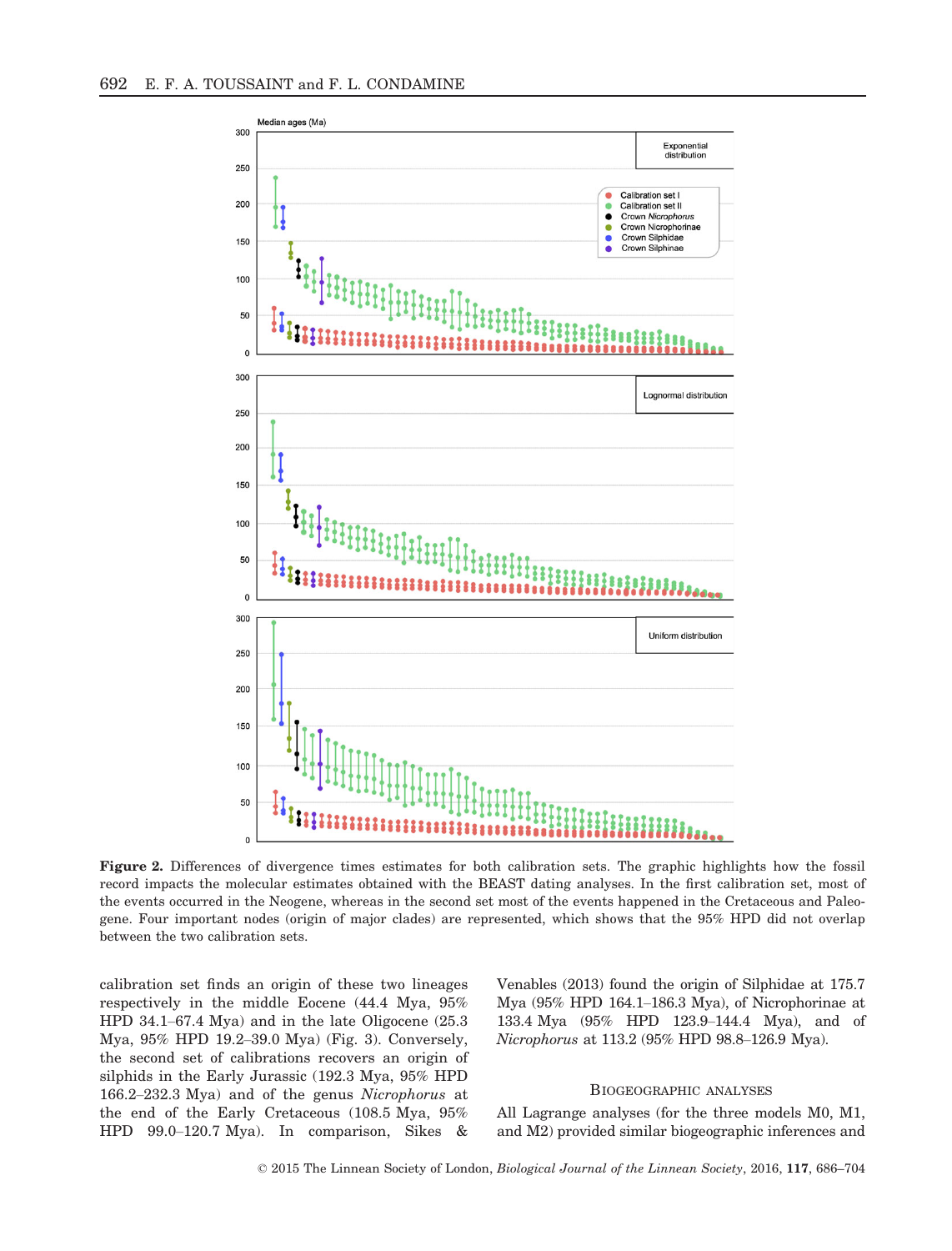**Figure 2.** Differences of divergence times estimates for both calibration sets. The graphic highlights how the fossil record impacts the molecular estimates obtained with the BEAST dating analyses. In the first calibration set, most of the events occurred in the Neogene, whereas in the second set most of the events happened in the Cretaceous and Paleogene. Four important nodes (origin of major clades) are represented, which shows that the 95% HPD did not overlap between the two calibration sets.

calibration set finds an origin of these two lineages respectively in the middle Eocene (44.4 Mya, 95% HPD 34.1–67.4 Mya) and in the late Oligocene (25.3 Mya, 95% HPD 19.2–39.0 Mya) (Fig. 3). Conversely, the second set of calibrations recovers an origin of silphids in the Early Jurassic (192.3 Mya, 95% HPD 166.2–232.3 Mya) and of the genus *Nicrophorus* at the end of the Early Cretaceous (108.5 Mya, 95% HPD 99.0–120.7 Mya). In comparison, Sikes & Venables (2013) found the origin of Silphidae at 175.7 Mya (95% HPD 164.1–186.3 Mya), of Nicrophorinae at 133.4 Mya (95% HPD 123.9–144.4 Mya), and of *Nicrophorus* at 113.2 (95% HPD 98.8–126.9 Mya).

## Biogeographic analyses

All Lagrange analyses (for the three models M0, M1, and M2) provided similar biogeographic inferences and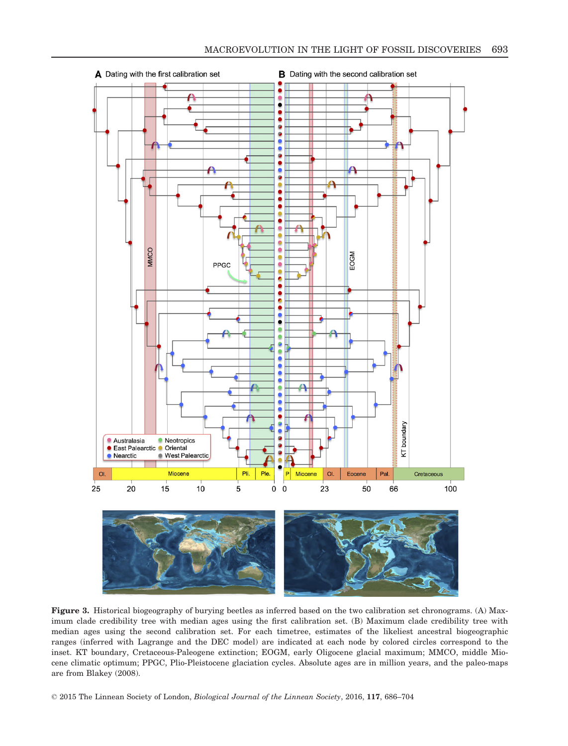**Figure 3.** Historical biogeography of burying beetles as inferred based on the two calibration set chronograms. (A) Maximum clade credibility tree with median ages using the first calibration set. (B) Maximum clade credibility tree with median ages using the second calibration set. For each timetree, estimates of the likeliest ancestral biogeographic ranges (inferred with Lagrange and the DEC model) are indicated at each node by colored circles correspond to the inset. KT boundary, Cretaceous-Paleogene extinction; EOGM, early Oligocene glacial maximum; MMCO, middle Miocene climatic optimum; PPGC, Plio-Pleistocene glaciation cycles. Absolute ages are in million years, and the paleo-maps are from Blakey (2008).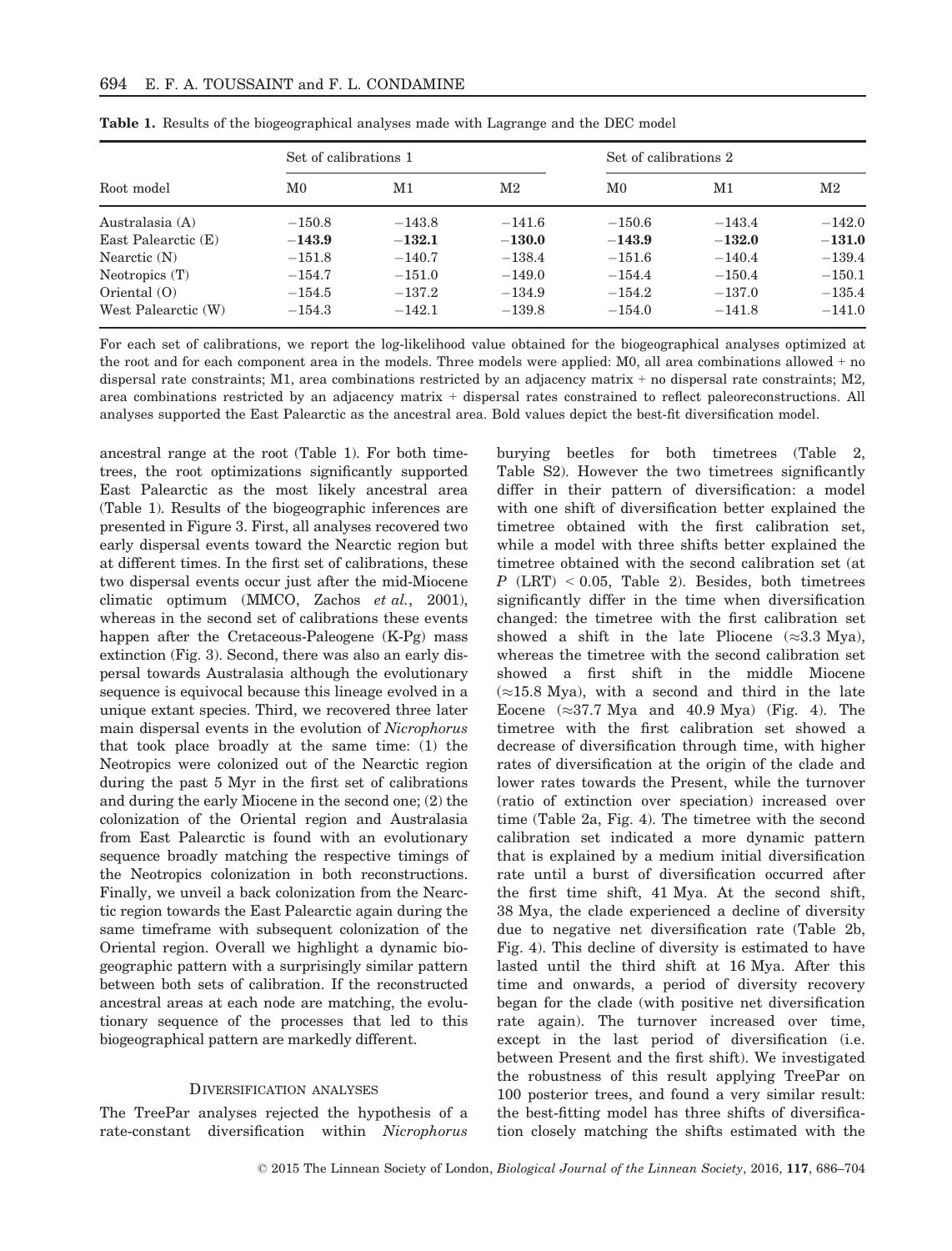**Table 1.** Results of the biogeographical analyses made with Lagrange and the DEC model

| Root model | Set of calibrations 1 | | | Set of calibrations 2 | | |
|---|---|---|---|---|---|---|
| | M0 | M1 | M2 | M0 | M1 | M2 |
| Australasia (A) | −150.8 | −143.8 | −141.6 | −150.6 | −143.4 | −142.0 |
| East Palearctic (E) | **−143.9** | **−132.1** | **−130.0** | **−143.9** | **−132.0** | **−131.0** |
| Nearctic (N) | −151.8 | −140.7 | −138.4 | −151.6 | −140.4 | −139.4 |
| Neotropics (T) | −154.7 | −151.0 | −149.0 | −154.4 | −150.4 | −150.1 |
| Oriental (O) | −154.5 | −137.2 | −134.9 | −154.2 | −137.0 | −135.4 |
| West Palearctic (W) | −154.3 | −142.1 | −139.8 | −154.0 | −141.8 | −141.0 |

For each set of calibrations, we report the log-likelihood value obtained for the biogeographical analyses optimized at the root and for each component area in the models. Three models were applied: M0, all area combinations allowed + no dispersal rate constraints; M1, area combinations restricted by an adjacency matrix + no dispersal rate constraints; M2, area combinations restricted by an adjacency matrix + dispersal rates constrained to reflect paleoreconstructions. All analyses supported the East Palearctic as the ancestral area. Bold values depict the best-fit diversification model.

ancestral range at the root (Table 1). For both timetrees, the root optimizations significantly supported East Palearctic as the most likely ancestral area (Table 1). Results of the biogeographic inferences are presented in Figure 3. First, all analyses recovered two early dispersal events toward the Nearctic region but at different times. In the first set of calibrations, these two dispersal events occur just after the mid-Miocene climatic optimum (MMCO, Zachos *et al.*, 2001), whereas in the second set of calibrations these events happen after the Cretaceous-Paleogene (K-Pg) mass extinction (Fig. 3). Second, there was also an early dispersal towards Australasia although the evolutionary sequence is equivocal because this lineage evolved in a unique extant species. Third, we recovered three later main dispersal events in the evolution of *Nicrophorus* that took place broadly at the same time: (1) the Neotropics were colonized out of the Nearctic region during the past 5 Myr in the first set of calibrations and during the early Miocene in the second one; (2) the colonization of the Oriental region and Australasia from East Palearctic is found with an evolutionary sequence broadly matching the respective timings of the Neotropics colonization in both reconstructions. Finally, we unveil a back colonization from the Nearctic region towards the East Palearctic again during the same timeframe with subsequent colonization of the Oriental region. Overall we highlight a dynamic biogeographic pattern with a surprisingly similar pattern between both sets of calibration. If the reconstructed ancestral areas at each node are matching, the evolutionary sequence of the processes that led to this biogeographical pattern are markedly different.

## Diversification analyses

The TreePar analyses rejected the hypothesis of a rate-constant diversification within *Nicrophorus* burying beetles for both timetrees (Table 2, Table S2). However the two timetrees significantly differ in their pattern of diversification: a model with one shift of diversification better explained the timetree obtained with the first calibration set, while a model with three shifts better explained the timetree obtained with the second calibration set (at $P$ (LRT) $< 0.05$, Table 2). Besides, both timetrees significantly differ in the time when diversification changed: the timetree with the first calibration set showed a shift in the late Pliocene ($\approx$3.3 Mya), whereas the timetree with the second calibration set showed a first shift in the middle Miocene ($\approx$15.8 Mya), with a second and third in the late Eocene ($\approx$37.7 Mya and 40.9 Mya) (Fig. 4). The timetree with the first calibration set showed a decrease of diversification through time, with higher rates of diversification at the origin of the clade and lower rates towards the Present, while the turnover (ratio of extinction over speciation) increased over time (Table 2a, Fig. 4). The timetree with the second calibration set indicated a more dynamic pattern that is explained by a medium initial diversification rate until a burst of diversification occurred after the first time shift, 41 Mya. At the second shift, 38 Mya, the clade experienced a decline of diversity due to negative net diversification rate (Table 2b, Fig. 4). This decline of diversity is estimated to have lasted until the third shift at 16 Mya. After this time and onwards, a period of diversity recovery began for the clade (with positive net diversification rate again). The turnover increased over time, except in the last period of diversification (i.e. between Present and the first shift). We investigated the robustness of this result applying TreePar on 100 posterior trees, and found a very similar result: the best-fitting model has three shifts of diversification closely matching the shifts estimated with the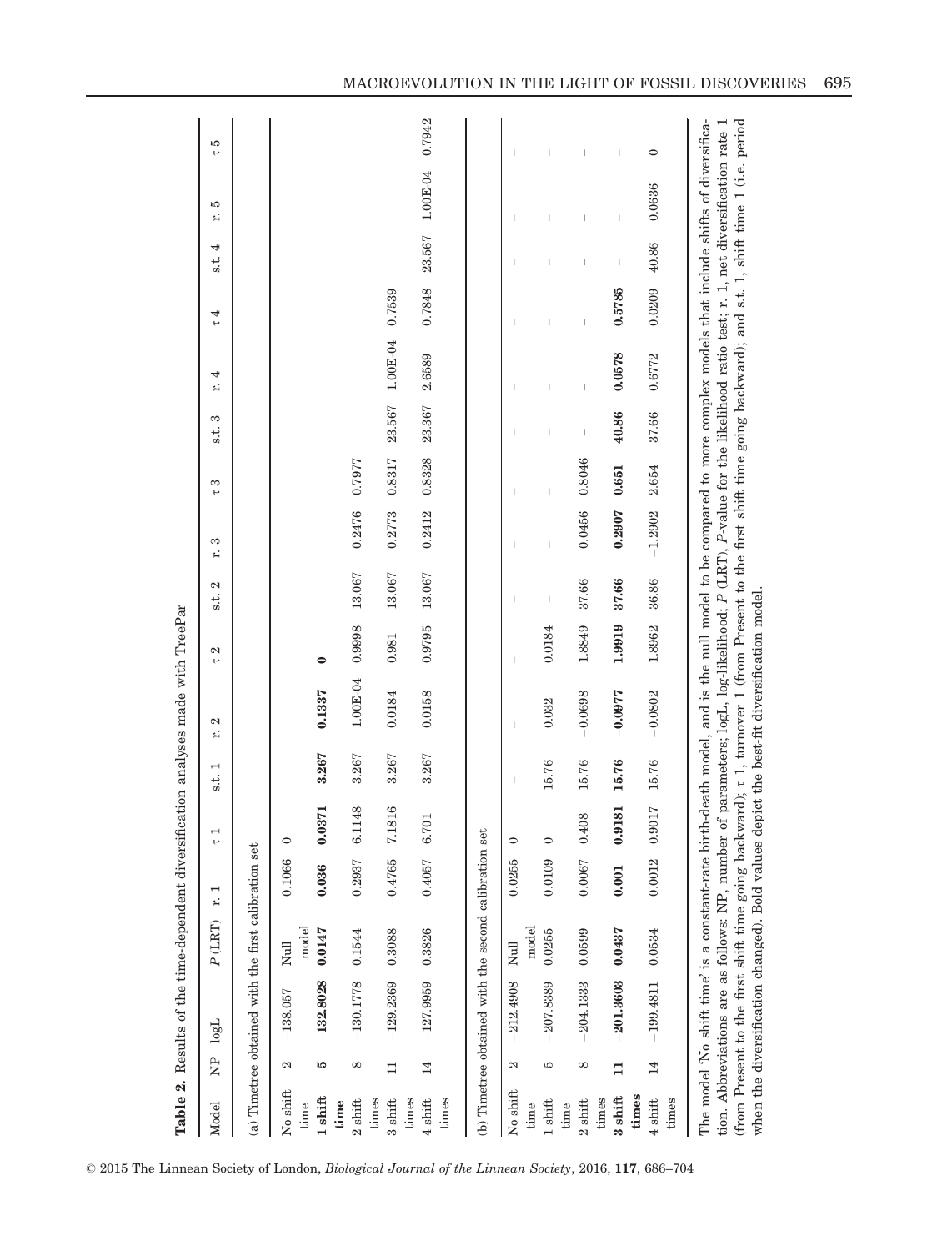**Table 2.** Results of the time-dependent diversification analyses made with TreePar

| Model | NP | logL | P (LRT) | r. 1 | τ 1 | s.t. 1 | r. 2 | τ 2 | s.t. 2 | r. 3 | τ 3 | s.t. 3 | r. 4 | τ 4 | s.t. 4 | r. 5 | τ 5 |
|---|---|---|---|---|---|---|---|---|---|---|---|---|---|---|---|---|---|
| (a) Timetree obtained with the first calibration set | | | | | | | | | | | | | | | | | |
| No shift time | 2 | −138.057 | Null model | 0.1066 | 0 | – | – | – | – | – | – | – | – | – | – | – | – |
| **1 shift time** | **5** | **−132.8028** | **0.0147** | **0.036** | **0.0371** | **3.267** | **0.1337** | **0** | – | – | – | – | – | – | – | – | – |
| 2 shift times | 8 | −130.1778 | 0.1544 | −0.2937 | 6.1148 | 3.267 | 1.00E-04 | 0.9998 | 13.067 | 0.2476 | 0.7977 | – | – | – | – | – | – |
| 3 shift times | 11 | −129.2369 | 0.3088 | −0.4765 | 7.1816 | 3.267 | 0.0184 | 0.981 | 13.067 | 0.2773 | 0.8317 | 23.567 | 1.00E-04 | 0.7539 | – | – | – |
| 4 shift times | 14 | −127.9959 | 0.3826 | −0.4057 | 6.701 | 3.267 | 0.0158 | 0.9795 | 13.067 | 0.2412 | 0.8328 | 23.367 | 2.6589 | 0.7848 | 23.567 | 1.00E-04 | 0.7942 |
| (b) Timetree obtained with the second calibration set | | | | | | | | | | | | | | | | | |
| No shift time | 2 | −212.4908 | Null model | 0.0255 | 0 | – | – | – | – | – | – | – | – | – | – | – | – |
| 1 shift time | 5 | −207.8389 | 0.0255 | 0.0109 | 0 | 15.76 | 0.032 | 0.0184 | – | – | – | – | – | – | – | – | – |
| 2 shift times | 8 | −204.1333 | 0.0599 | 0.0067 | 0.408 | 15.76 | −0.0698 | 1.8849 | 37.66 | 0.0456 | 0.8046 | – | – | – | – | – | – |
| **3 shift times** | **11** | **−201.3603** | **0.0437** | **0.001** | **0.9181** | **15.76** | **−0.0977** | **1.9919** | **37.66** | **0.2907** | **0.651** | **40.86** | **0.0578** | **0.5785** | – | – | – |
| 4 shift times | 14 | −199.4811 | 0.0534 | 0.0012 | 0.9017 | 15.76 | −0.0802 | 1.8962 | 36.86 | −1.2902 | 2.654 | 37.66 | 0.6772 | 0.0209 | 40.86 | 0.0636 | 0 |

The model 'No shift time' is a constant-rate birth-death model, and is the null model to be compared to more complex models that include shifts of diversification. Abbreviations are as follows: NP, number of parameters; logL, log-likelihood; P (LRT), P-value for the likelihood ratio test; r. 1, net diversification rate 1 (from Present to the first shift time going backward); τ 1, turnover 1 (from Present to the first shift time going backward); and s.t. 1, shift time 1 (i.e. period when the diversification changed). Bold values depict the best-fit diversification model.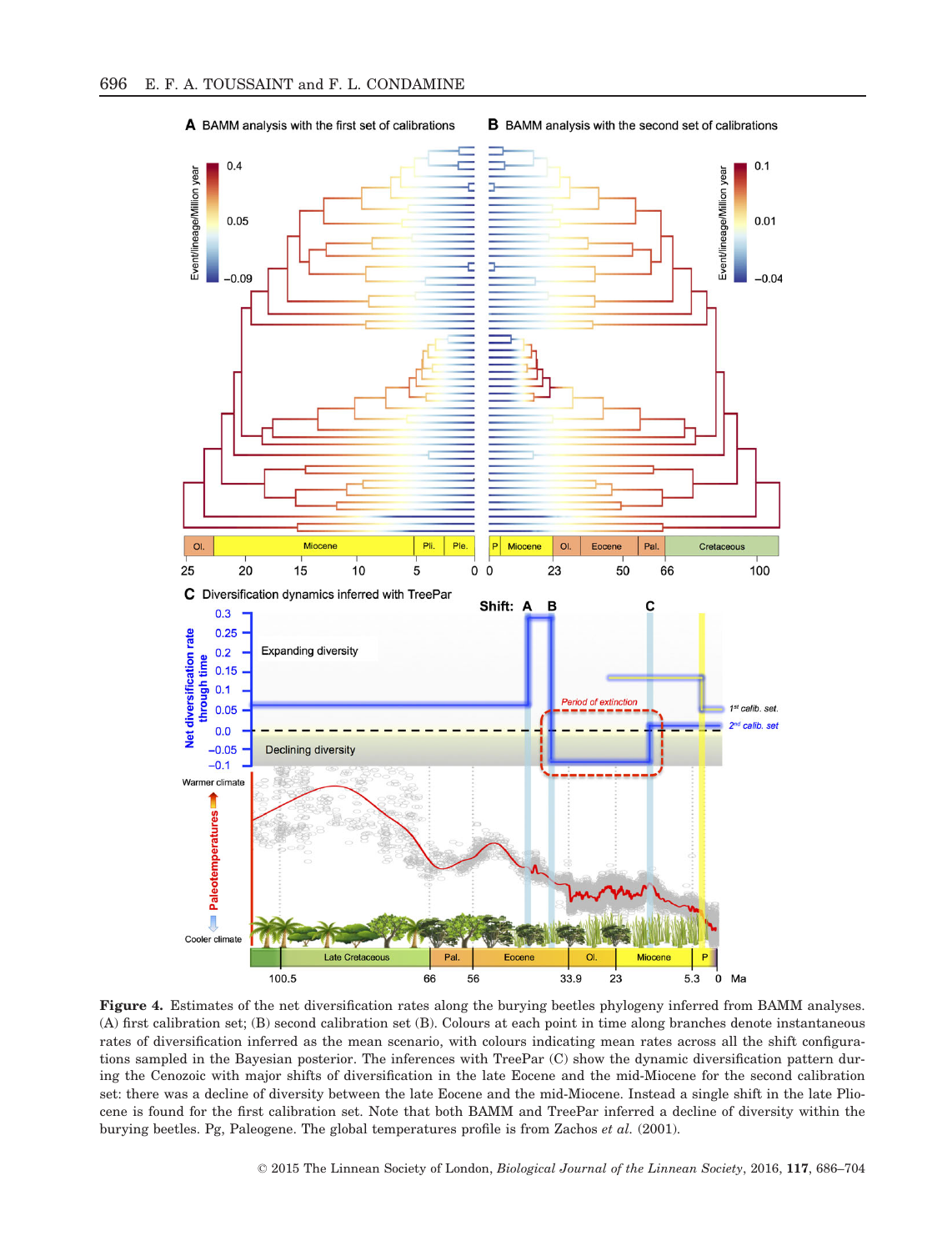**Figure 4.** Estimates of the net diversification rates along the burying beetles phylogeny inferred from BAMM analyses. (A) first calibration set; (B) second calibration set (B). Colours at each point in time along branches denote instantaneous rates of diversification inferred as the mean scenario, with colours indicating mean rates across all the shift configurations sampled in the Bayesian posterior. The inferences with TreePar (C) show the dynamic diversification pattern during the Cenozoic with major shifts of diversification in the late Eocene and the mid-Miocene for the second calibration set: there was a decline of diversity between the late Eocene and the mid-Miocene. Instead a single shift in the late Pliocene is found for the first calibration set. Note that both BAMM and TreePar inferred a decline of diversity within the burying beetles. Pg, Paleogene. The global temperatures profile is from Zachos *et al.* (2001).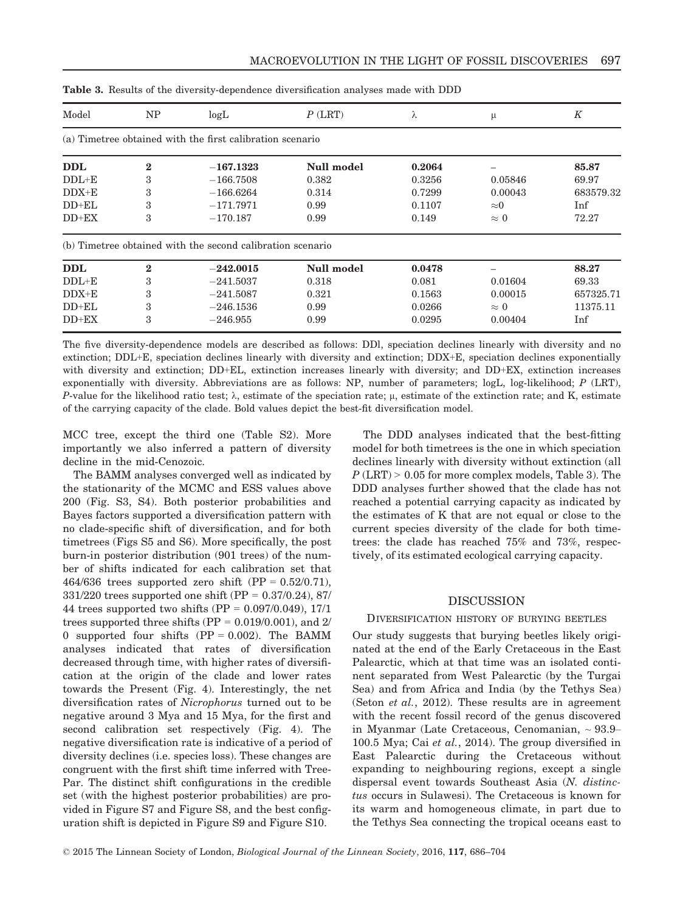**Table 3.** Results of the diversity-dependence diversification analyses made with DDD

| Model | NP | logL | *P* (LRT) | λ | μ | *K* |
|---|---|---|---|---|---|---|
| (a) Timetree obtained with the first calibration scenario | | | | | | |
| **DDL** | **2** | **−167.1323** | **Null model** | **0.2064** | – | **85.87** |
| DDL+E | 3 | −166.7508 | 0.382 | 0.3256 | 0.05846 | 69.97 |
| DDX+E | 3 | −166.6264 | 0.314 | 0.7299 | 0.00043 | 683579.32 |
| DD+EL | 3 | −171.7971 | 0.99 | 0.1107 | ≈0 | Inf |
| DD+EX | 3 | −170.187 | 0.99 | 0.149 | ≈ 0 | 72.27 |
| (b) Timetree obtained with the second calibration scenario | | | | | | |
| **DDL** | **2** | **−242.0015** | **Null model** | **0.0478** | – | **88.27** |
| DDL+E | 3 | −241.5037 | 0.318 | 0.081 | 0.01604 | 69.33 |
| DDX+E | 3 | −241.5087 | 0.321 | 0.1563 | 0.00015 | 657325.71 |
| DD+EL | 3 | −246.1536 | 0.99 | 0.0266 | ≈ 0 | 11375.11 |
| DD+EX | 3 | −246.955 | 0.99 | 0.0295 | 0.00404 | Inf |

The five diversity-dependence models are described as follows: DDl, speciation declines linearly with diversity and no extinction; DDL+E, speciation declines linearly with diversity and extinction; DDX+E, speciation declines exponentially with diversity and extinction; DD+EL, extinction increases linearly with diversity; and DD+EX, extinction increases exponentially with diversity. Abbreviations are as follows: NP, number of parameters; logL, log-likelihood; *P* (LRT), *P*-value for the likelihood ratio test; λ, estimate of the speciation rate; μ, estimate of the extinction rate; and K, estimate of the carrying capacity of the clade. Bold values depict the best-fit diversification model.

MCC tree, except the third one (Table S2). More importantly we also inferred a pattern of diversity decline in the mid-Cenozoic.

The BAMM analyses converged well as indicated by the stationarity of the MCMC and ESS values above 200 (Fig. S3, S4). Both posterior probabilities and Bayes factors supported a diversification pattern with no clade-specific shift of diversification, and for both timetrees (Figs S5 and S6). More specifically, the post burn-in posterior distribution (901 trees) of the number of shifts indicated for each calibration set that 464/636 trees supported zero shift (PP = 0.52/0.71), 331/220 trees supported one shift (PP = 0.37/0.24), 87/44 trees supported two shifts (PP = 0.097/0.049), 17/1 trees supported three shifts (PP = 0.019/0.001), and 2/0 supported four shifts (PP = 0.002). The BAMM analyses indicated that rates of diversification decreased through time, with higher rates of diversification at the origin of the clade and lower rates towards the Present (Fig. 4). Interestingly, the net diversification rates of *Nicrophorus* turned out to be negative around 3 Mya and 15 Mya, for the first and second calibration set respectively (Fig. 4). The negative diversification rate is indicative of a period of diversity declines (i.e. species loss). These changes are congruent with the first shift time inferred with TreePar. The distinct shift configurations in the credible set (with the highest posterior probabilities) are provided in Figure S7 and Figure S8, and the best configuration shift is depicted in Figure S9 and Figure S10.

The DDD analyses indicated that the best-fitting model for both timetrees is the one in which speciation declines linearly with diversity without extinction (all *P* (LRT) > 0.05 for more complex models, Table 3). The DDD analyses further showed that the clade has not reached a potential carrying capacity as indicated by the estimates of K that are not equal or close to the current species diversity of the clade for both timetrees: the clade has reached 75% and 73%, respectively, of its estimated ecological carrying capacity.

## DISCUSSION

### DIVERSIFICATION HISTORY OF BURYING BEETLES

Our study suggests that burying beetles likely originated at the end of the Early Cretaceous in the East Palearctic, which at that time was an isolated continent separated from West Palearctic (by the Turgai Sea) and from Africa and India (by the Tethys Sea) (Seton *et al.*, 2012). These results are in agreement with the recent fossil record of the genus discovered in Myanmar (Late Cretaceous, Cenomanian, ~ 93.9–100.5 Mya; Cai *et al.*, 2014). The group diversified in East Palearctic during the Cretaceous without expanding to neighbouring regions, except a single dispersal event towards Southeast Asia (*N. distinctus* occurs in Sulawesi). The Cretaceous is known for its warm and homogeneous climate, in part due to the Tethys Sea connecting the tropical oceans east to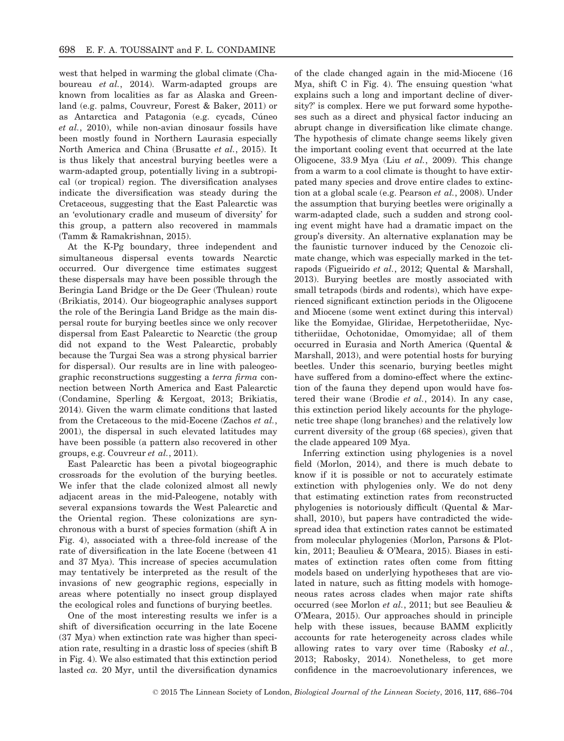west that helped in warming the global climate (Chaboureau *et al.*, 2014). Warm-adapted groups are known from localities as far as Alaska and Greenland (e.g. palms, Couvreur, Forest & Baker, 2011) or as Antarctica and Patagonia (e.g. cycads, Cúneo *et al.*, 2010), while non-avian dinosaur fossils have been mostly found in Northern Laurasia especially North America and China (Brusatte *et al.*, 2015). It is thus likely that ancestral burying beetles were a warm-adapted group, potentially living in a subtropical (or tropical) region. The diversification analyses indicate the diversification was steady during the Cretaceous, suggesting that the East Palearctic was an 'evolutionary cradle and museum of diversity' for this group, a pattern also recovered in mammals (Tamm & Ramakrishnan, 2015).

At the K-Pg boundary, three independent and simultaneous dispersal events towards Nearctic occurred. Our divergence time estimates suggest these dispersals may have been possible through the Beringia Land Bridge or the De Geer (Thulean) route (Brikiatis, 2014). Our biogeographic analyses support the role of the Beringia Land Bridge as the main dispersal route for burying beetles since we only recover dispersal from East Palearctic to Nearctic (the group did not expand to the West Palearctic, probably because the Turgai Sea was a strong physical barrier for dispersal). Our results are in line with paleogeographic reconstructions suggesting a *terra firma* connection between North America and East Palearctic (Condamine, Sperling & Kergoat, 2013; Brikiatis, 2014). Given the warm climate conditions that lasted from the Cretaceous to the mid-Eocene (Zachos *et al.*, 2001), the dispersal in such elevated latitudes may have been possible (a pattern also recovered in other groups, e.g. Couvreur *et al.*, 2011).

East Palearctic has been a pivotal biogeographic crossroads for the evolution of the burying beetles. We infer that the clade colonized almost all newly adjacent areas in the mid-Paleogene, notably with several expansions towards the West Palearctic and the Oriental region. These colonizations are synchronous with a burst of species formation (shift A in Fig. 4), associated with a three-fold increase of the rate of diversification in the late Eocene (between 41 and 37 Mya). This increase of species accumulation may tentatively be interpreted as the result of the invasions of new geographic regions, especially in areas where potentially no insect group displayed the ecological roles and functions of burying beetles.

One of the most interesting results we infer is a shift of diversification occurring in the late Eocene (37 Mya) when extinction rate was higher than speciation rate, resulting in a drastic loss of species (shift B in Fig. 4). We also estimated that this extinction period lasted *ca.* 20 Myr, until the diversification dynamics of the clade changed again in the mid-Miocene (16 Mya, shift C in Fig. 4). The ensuing question 'what explains such a long and important decline of diversity?' is complex. Here we put forward some hypotheses such as a direct and physical factor inducing an abrupt change in diversification like climate change. The hypothesis of climate change seems likely given the important cooling event that occurred at the late Oligocene, 33.9 Mya (Liu *et al.*, 2009). This change from a warm to a cool climate is thought to have extirpated many species and drove entire clades to extinction at a global scale (e.g. Pearson *et al.*, 2008). Under the assumption that burying beetles were originally a warm-adapted clade, such a sudden and strong cooling event might have had a dramatic impact on the group's diversity. An alternative explanation may be the faunistic turnover induced by the Cenozoic climate change, which was especially marked in the tetrapods (Figueirido *et al.*, 2012; Quental & Marshall, 2013). Burying beetles are mostly associated with small tetrapods (birds and rodents), which have experienced significant extinction periods in the Oligocene and Miocene (some went extinct during this interval) like the Eomyidae, Gliridae, Herpetotheriidae, Nyctitheriidae, Ochotonidae, Omomyidae; all of them occurred in Eurasia and North America (Quental & Marshall, 2013), and were potential hosts for burying beetles. Under this scenario, burying beetles might have suffered from a domino-effect where the extinction of the fauna they depend upon would have fostered their wane (Brodie *et al.*, 2014). In any case, this extinction period likely accounts for the phylogenetic tree shape (long branches) and the relatively low current diversity of the group (68 species), given that the clade appeared 109 Mya.

Inferring extinction using phylogenies is a novel field (Morlon, 2014), and there is much debate to know if it is possible or not to accurately estimate extinction with phylogenies only. We do not deny that estimating extinction rates from reconstructed phylogenies is notoriously difficult (Quental & Marshall, 2010), but papers have contradicted the widespread idea that extinction rates cannot be estimated from molecular phylogenies (Morlon, Parsons & Plotkin, 2011; Beaulieu & O'Meara, 2015). Biases in estimates of extinction rates often come from fitting models based on underlying hypotheses that are violated in nature, such as fitting models with homogeneous rates across clades when major rate shifts occurred (see Morlon *et al.*, 2011; but see Beaulieu & O'Meara, 2015). Our approaches should in principle help with these issues, because BAMM explicitly accounts for rate heterogeneity across clades while allowing rates to vary over time (Rabosky *et al.*, 2013; Rabosky, 2014). Nonetheless, to get more confidence in the macroevolutionary inferences, we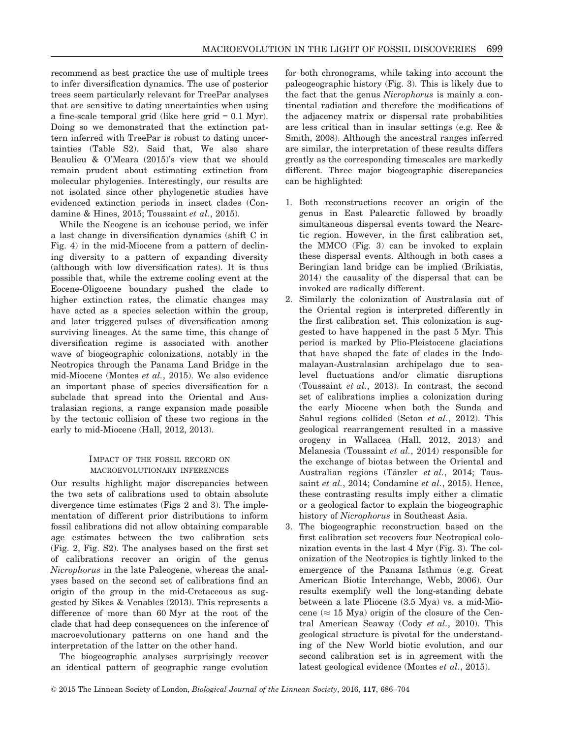recommend as best practice the use of multiple trees to infer diversification dynamics. The use of posterior trees seem particularly relevant for TreePar analyses that are sensitive to dating uncertainties when using a fine-scale temporal grid (like here grid = 0.1 Myr). Doing so we demonstrated that the extinction pattern inferred with TreePar is robust to dating uncertainties (Table S2). Said that, We also share Beaulieu & O'Meara (2015)'s view that we should remain prudent about estimating extinction from molecular phylogenies. Interestingly, our results are not isolated since other phylogenetic studies have evidenced extinction periods in insect clades (Condamine & Hines, 2015; Toussaint *et al.*, 2015).

While the Neogene is an icehouse period, we infer a last change in diversification dynamics (shift C in Fig. 4) in the mid-Miocene from a pattern of declining diversity to a pattern of expanding diversity (although with low diversification rates). It is thus possible that, while the extreme cooling event at the Eocene-Oligocene boundary pushed the clade to higher extinction rates, the climatic changes may have acted as a species selection within the group, and later triggered pulses of diversification among surviving lineages. At the same time, this change of diversification regime is associated with another wave of biogeographic colonizations, notably in the Neotropics through the Panama Land Bridge in the mid-Miocene (Montes *et al.*, 2015). We also evidence an important phase of species diversification for a subclade that spread into the Oriental and Australasian regions, a range expansion made possible by the tectonic collision of these two regions in the early to mid-Miocene (Hall, 2012, 2013).

## Impact of the fossil record on macroevolutionary inferences

Our results highlight major discrepancies between the two sets of calibrations used to obtain absolute divergence time estimates (Figs 2 and 3). The implementation of different prior distributions to inform fossil calibrations did not allow obtaining comparable age estimates between the two calibration sets (Fig. 2, Fig. S2). The analyses based on the first set of calibrations recover an origin of the genus *Nicrophorus* in the late Paleogene, whereas the analyses based on the second set of calibrations find an origin of the group in the mid-Cretaceous as suggested by Sikes & Venables (2013). This represents a difference of more than 60 Myr at the root of the clade that had deep consequences on the inference of macroevolutionary patterns on one hand and the interpretation of the latter on the other hand.

The biogeographic analyses surprisingly recover an identical pattern of geographic range evolution for both chronograms, while taking into account the paleogeographic history (Fig. 3). This is likely due to the fact that the genus *Nicrophorus* is mainly a continental radiation and therefore the modifications of the adjacency matrix or dispersal rate probabilities are less critical than in insular settings (e.g. Ree & Smith, 2008). Although the ancestral ranges inferred are similar, the interpretation of these results differs greatly as the corresponding timescales are markedly different. Three major biogeographic discrepancies can be highlighted:

1. Both reconstructions recover an origin of the genus in East Palearctic followed by broadly simultaneous dispersal events toward the Nearctic region. However, in the first calibration set, the MMCO (Fig. 3) can be invoked to explain these dispersal events. Although in both cases a Beringian land bridge can be implied (Brikiatis, 2014) the causality of the dispersal that can be invoked are radically different.
2. Similarly the colonization of Australasia out of the Oriental region is interpreted differently in the first calibration set. This colonization is suggested to have happened in the past 5 Myr. This period is marked by Plio-Pleistocene glaciations that have shaped the fate of clades in the Indomalayan-Australasian archipelago due to sea-level fluctuations and/or climatic disruptions (Toussaint *et al.*, 2013). In contrast, the second set of calibrations implies a colonization during the early Miocene when both the Sunda and Sahul regions collided (Seton *et al.*, 2012). This geological rearrangement resulted in a massive orogeny in Wallacea (Hall, 2012, 2013) and Melanesia (Toussaint *et al.*, 2014) responsible for the exchange of biotas between the Oriental and Australian regions (Tänzler *et al.*, 2014; Toussaint *et al.*, 2014; Condamine *et al.*, 2015). Hence, these contrasting results imply either a climatic or a geological factor to explain the biogeographic history of *Nicrophorus* in Southeast Asia.
3. The biogeographic reconstruction based on the first calibration set recovers four Neotropical colonization events in the last 4 Myr (Fig. 3). The colonization of the Neotropics is tightly linked to the emergence of the Panama Isthmus (e.g. Great American Biotic Interchange, Webb, 2006). Our results exemplify well the long-standing debate between a late Pliocene (3.5 Mya) vs. a mid-Miocene ($\approx$ 15 Mya) origin of the closure of the Central American Seaway (Cody *et al.*, 2010). This geological structure is pivotal for the understanding of the New World biotic evolution, and our second calibration set is in agreement with the latest geological evidence (Montes *et al.*, 2015).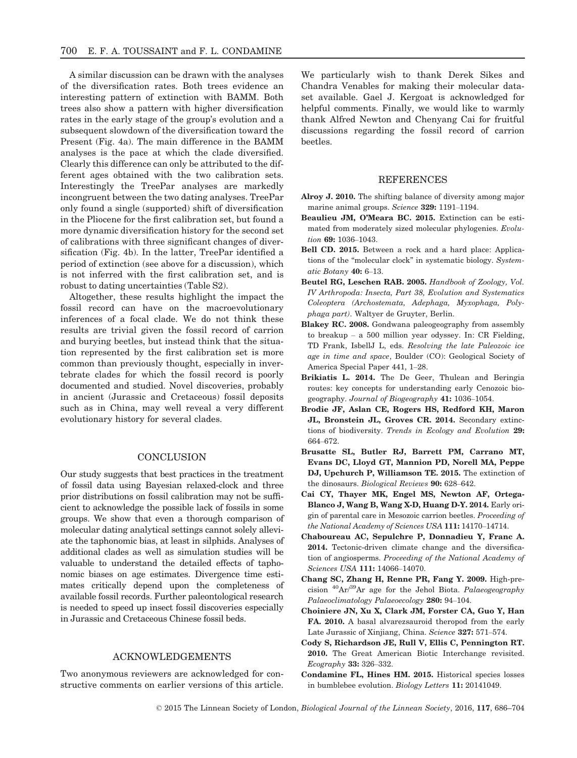A similar discussion can be drawn with the analyses of the diversification rates. Both trees evidence an interesting pattern of extinction with BAMM. Both trees also show a pattern with higher diversification rates in the early stage of the group's evolution and a subsequent slowdown of the diversification toward the Present (Fig. 4a). The main difference in the BAMM analyses is the pace at which the clade diversified. Clearly this difference can only be attributed to the different ages obtained with the two calibration sets. Interestingly the TreePar analyses are markedly incongruent between the two dating analyses. TreePar only found a single (supported) shift of diversification in the Pliocene for the first calibration set, but found a more dynamic diversification history for the second set of calibrations with three significant changes of diversification (Fig. 4b). In the latter, TreePar identified a period of extinction (see above for a discussion), which is not inferred with the first calibration set, and is robust to dating uncertainties (Table S2).

Altogether, these results highlight the impact the fossil record can have on the macroevolutionary inferences of a focal clade. We do not think these results are trivial given the fossil record of carrion and burying beetles, but instead think that the situation represented by the first calibration set is more common than previously thought, especially in invertebrate clades for which the fossil record is poorly documented and studied. Novel discoveries, probably in ancient (Jurassic and Cretaceous) fossil deposits such as in China, may well reveal a very different evolutionary history for several clades.

## CONCLUSION

Our study suggests that best practices in the treatment of fossil data using Bayesian relaxed-clock and three prior distributions on fossil calibration may not be sufficient to acknowledge the possible lack of fossils in some groups. We show that even a thorough comparison of molecular dating analytical settings cannot solely alleviate the taphonomic bias, at least in silphids. Analyses of additional clades as well as simulation studies will be valuable to understand the detailed effects of taphonomic biases on age estimates. Divergence time estimates critically depend upon the completeness of available fossil records. Further paleontological research is needed to speed up insect fossil discoveries especially in Jurassic and Cretaceous Chinese fossil beds.

## ACKNOWLEDGEMENTS

Two anonymous reviewers are acknowledged for constructive comments on earlier versions of this article. We particularly wish to thank Derek Sikes and Chandra Venables for making their molecular dataset available. Gael J. Kergoat is acknowledged for helpful comments. Finally, we would like to warmly thank Alfred Newton and Chenyang Cai for fruitful discussions regarding the fossil record of carrion beetles.

## REFERENCES

**Alroy J. 2010.** The shifting balance of diversity among major marine animal groups. *Science* **329:** 1191–1194.

**Beaulieu JM, O'Meara BC. 2015.** Extinction can be estimated from moderately sized molecular phylogenies. *Evolution* **69:** 1036–1043.

**Bell CD. 2015.** Between a rock and a hard place: Applications of the "molecular clock" in systematic biology. *Systematic Botany* **40:** 6–13.

**Beutel RG, Leschen RAB. 2005.** *Handbook of Zoology, Vol. IV Arthropoda: Insecta, Part 38, Evolution and Systematics Coleoptera (Archostemata, Adephaga, Myxophaga, Polyphaga part)*. Waltyer de Gruyter, Berlin.

**Blakey RC. 2008.** Gondwana paleogeography from assembly to breakup – a 500 million year odyssey. In: CR Fielding, TD Frank, IsbellJ L, eds. *Resolving the late Paleozoic ice age in time and space*, Boulder (CO): Geological Society of America Special Paper 441, 1–28.

**Brikiatis L. 2014.** The De Geer, Thulean and Beringia routes: key concepts for understanding early Cenozoic biogeography. *Journal of Biogeography* **41:** 1036–1054.

**Brodie JF, Aslan CE, Rogers HS, Redford KH, Maron JL, Bronstein JL, Groves CR. 2014.** Secondary extinctions of biodiversity. *Trends in Ecology and Evolution* **29:** 664–672.

**Brusatte SL, Butler RJ, Barrett PM, Carrano MT, Evans DC, Lloyd GT, Mannion PD, Norell MA, Peppe DJ, Upchurch P, Williamson TE. 2015.** The extinction of the dinosaurs. *Biological Reviews* **90:** 628–642.

**Cai CY, Thayer MK, Engel MS, Newton AF, Ortega-Blanco J, Wang B, Wang X-D, Huang D-Y. 2014.** Early origin of parental care in Mesozoic carrion beetles. *Proceeding of the National Academy of Sciences USA* **111:** 14170–14714.

**Chaboureau AC, Sepulchre P, Donnadieu Y, Franc A. 2014.** Tectonic-driven climate change and the diversification of angiosperms. *Proceeding of the National Academy of Sciences USA* **111:** 14066–14070.

**Chang SC, Zhang H, Renne PR, Fang Y. 2009.** High-precision $^{40}Ar/^{39}Ar$ age for the Jehol Biota. *Palaeogeography Palaeoclimatology Palaeoecology* **280:** 94–104.

**Choiniere JN, Xu X, Clark JM, Forster CA, Guo Y, Han FA. 2010.** A basal alvarezsauroid theropod from the early Late Jurassic of Xinjiang, China. *Science* **327:** 571–574.

**Cody S, Richardson JE, Rull V, Ellis C, Pennington RT. 2010.** The Great American Biotic Interchange revisited. *Ecography* **33:** 326–332.

**Condamine FL, Hines HM. 2015.** Historical species losses in bumblebee evolution. *Biology Letters* **11:** 20141049.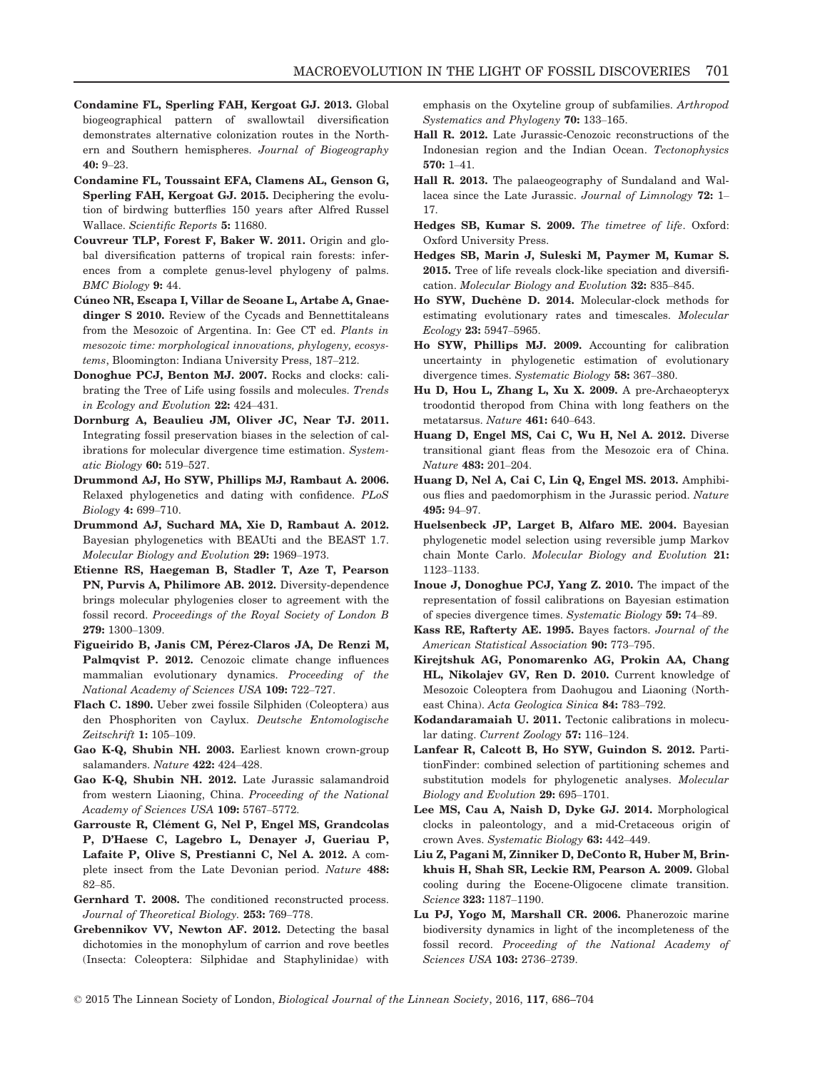**Condamine FL, Sperling FAH, Kergoat GJ. 2013.** Global biogeographical pattern of swallowtail diversification demonstrates alternative colonization routes in the Northern and Southern hemispheres. *Journal of Biogeography* **40:** 9–23.

**Condamine FL, Toussaint EFA, Clamens AL, Genson G, Sperling FAH, Kergoat GJ. 2015.** Deciphering the evolution of birdwing butterflies 150 years after Alfred Russel Wallace. *Scientific Reports* **5:** 11680.

**Couvreur TLP, Forest F, Baker W. 2011.** Origin and global diversification patterns of tropical rain forests: inferences from a complete genus-level phylogeny of palms. *BMC Biology* **9:** 44.

**Cúneo NR, Escapa I, Villar de Seoane L, Artabe A, Gnaedinger S 2010.** Review of the Cycads and Bennettitaleans from the Mesozoic of Argentina. In: Gee CT ed. *Plants in mesozoic time: morphological innovations, phylogeny, ecosystems*, Bloomington: Indiana University Press, 187–212.

**Donoghue PCJ, Benton MJ. 2007.** Rocks and clocks: calibrating the Tree of Life using fossils and molecules. *Trends in Ecology and Evolution* **22:** 424–431.

**Dornburg A, Beaulieu JM, Oliver JC, Near TJ. 2011.** Integrating fossil preservation biases in the selection of calibrations for molecular divergence time estimation. *Systematic Biology* **60:** 519–527.

**Drummond AJ, Ho SYW, Phillips MJ, Rambaut A. 2006.** Relaxed phylogenetics and dating with confidence. *PLoS Biology* **4:** 699–710.

**Drummond AJ, Suchard MA, Xie D, Rambaut A. 2012.** Bayesian phylogenetics with BEAUti and the BEAST 1.7. *Molecular Biology and Evolution* **29:** 1969–1973.

**Etienne RS, Haegeman B, Stadler T, Aze T, Pearson PN, Purvis A, Philimore AB. 2012.** Diversity-dependence brings molecular phylogenies closer to agreement with the fossil record. *Proceedings of the Royal Society of London B* **279:** 1300–1309.

**Figueirido B, Janis CM, Pérez-Claros JA, De Renzi M, Palmqvist P. 2012.** Cenozoic climate change influences mammalian evolutionary dynamics. *Proceeding of the National Academy of Sciences USA* **109:** 722–727.

**Flach C. 1890.** Ueber zwei fossile Silphiden (Coleoptera) aus den Phosphoriten von Caylux. *Deutsche Entomologische Zeitschrift* **1:** 105–109.

**Gao K-Q, Shubin NH. 2003.** Earliest known crown-group salamanders. *Nature* **422:** 424–428.

**Gao K-Q, Shubin NH. 2012.** Late Jurassic salamandroid from western Liaoning, China. *Proceeding of the National Academy of Sciences USA* **109:** 5767–5772.

**Garrouste R, Clément G, Nel P, Engel MS, Grandcolas P, D'Haese C, Lagebro L, Denayer J, Gueriau P, Lafaite P, Olive S, Prestianni C, Nel A. 2012.** A complete insect from the Late Devonian period. *Nature* **488:** 82–85.

**Gernhard T. 2008.** The conditioned reconstructed process. *Journal of Theoretical Biology.* **253:** 769–778.

**Grebennikov VV, Newton AF. 2012.** Detecting the basal dichotomies in the monophylum of carrion and rove beetles (Insecta: Coleoptera: Silphidae and Staphylinidae) with emphasis on the Oxyteline group of subfamilies. *Arthropod Systematics and Phylogeny* **70:** 133–165.

**Hall R. 2012.** Late Jurassic-Cenozoic reconstructions of the Indonesian region and the Indian Ocean. *Tectonophysics* **570:** 1–41.

**Hall R. 2013.** The palaeogeography of Sundaland and Wallacea since the Late Jurassic. *Journal of Limnology* **72:** 1–17.

**Hedges SB, Kumar S. 2009.** *The timetree of life*. Oxford: Oxford University Press.

**Hedges SB, Marin J, Suleski M, Paymer M, Kumar S. 2015.** Tree of life reveals clock-like speciation and diversification. *Molecular Biology and Evolution* **32:** 835–845.

**Ho SYW, Duchêne D. 2014.** Molecular-clock methods for estimating evolutionary rates and timescales. *Molecular Ecology* **23:** 5947–5965.

**Ho SYW, Phillips MJ. 2009.** Accounting for calibration uncertainty in phylogenetic estimation of evolutionary divergence times. *Systematic Biology* **58:** 367–380.

**Hu D, Hou L, Zhang L, Xu X. 2009.** A pre-Archaeopteryx troodontid theropod from China with long feathers on the metatarsus. *Nature* **461:** 640–643.

**Huang D, Engel MS, Cai C, Wu H, Nel A. 2012.** Diverse transitional giant fleas from the Mesozoic era of China. *Nature* **483:** 201–204.

**Huang D, Nel A, Cai C, Lin Q, Engel MS. 2013.** Amphibious flies and paedomorphism in the Jurassic period. *Nature* **495:** 94–97.

**Huelsenbeck JP, Larget B, Alfaro ME. 2004.** Bayesian phylogenetic model selection using reversible jump Markov chain Monte Carlo. *Molecular Biology and Evolution* **21:** 1123–1133.

**Inoue J, Donoghue PCJ, Yang Z. 2010.** The impact of the representation of fossil calibrations on Bayesian estimation of species divergence times. *Systematic Biology* **59:** 74–89.

**Kass RE, Rafterty AE. 1995.** Bayes factors. *Journal of the American Statistical Association* **90:** 773–795.

**Kirejtshuk AG, Ponomarenko AG, Prokin AA, Chang HL, Nikolajev GV, Ren D. 2010.** Current knowledge of Mesozoic Coleoptera from Daohugou and Liaoning (Northeast China). *Acta Geologica Sinica* **84:** 783–792.

**Kodandaramaiah U. 2011.** Tectonic calibrations in molecular dating. *Current Zoology* **57:** 116–124.

**Lanfear R, Calcott B, Ho SYW, Guindon S. 2012.** PartitionFinder: combined selection of partitioning schemes and substitution models for phylogenetic analyses. *Molecular Biology and Evolution* **29:** 695–1701.

**Lee MS, Cau A, Naish D, Dyke GJ. 2014.** Morphological clocks in paleontology, and a mid-Cretaceous origin of crown Aves. *Systematic Biology* **63:** 442–449.

**Liu Z, Pagani M, Zinniker D, DeConto R, Huber M, Brinkhuis H, Shah SR, Leckie RM, Pearson A. 2009.** Global cooling during the Eocene-Oligocene climate transition. *Science* **323:** 1187–1190.

**Lu PJ, Yogo M, Marshall CR. 2006.** Phanerozoic marine biodiversity dynamics in light of the incompleteness of the fossil record. *Proceeding of the National Academy of Sciences USA* **103:** 2736–2739.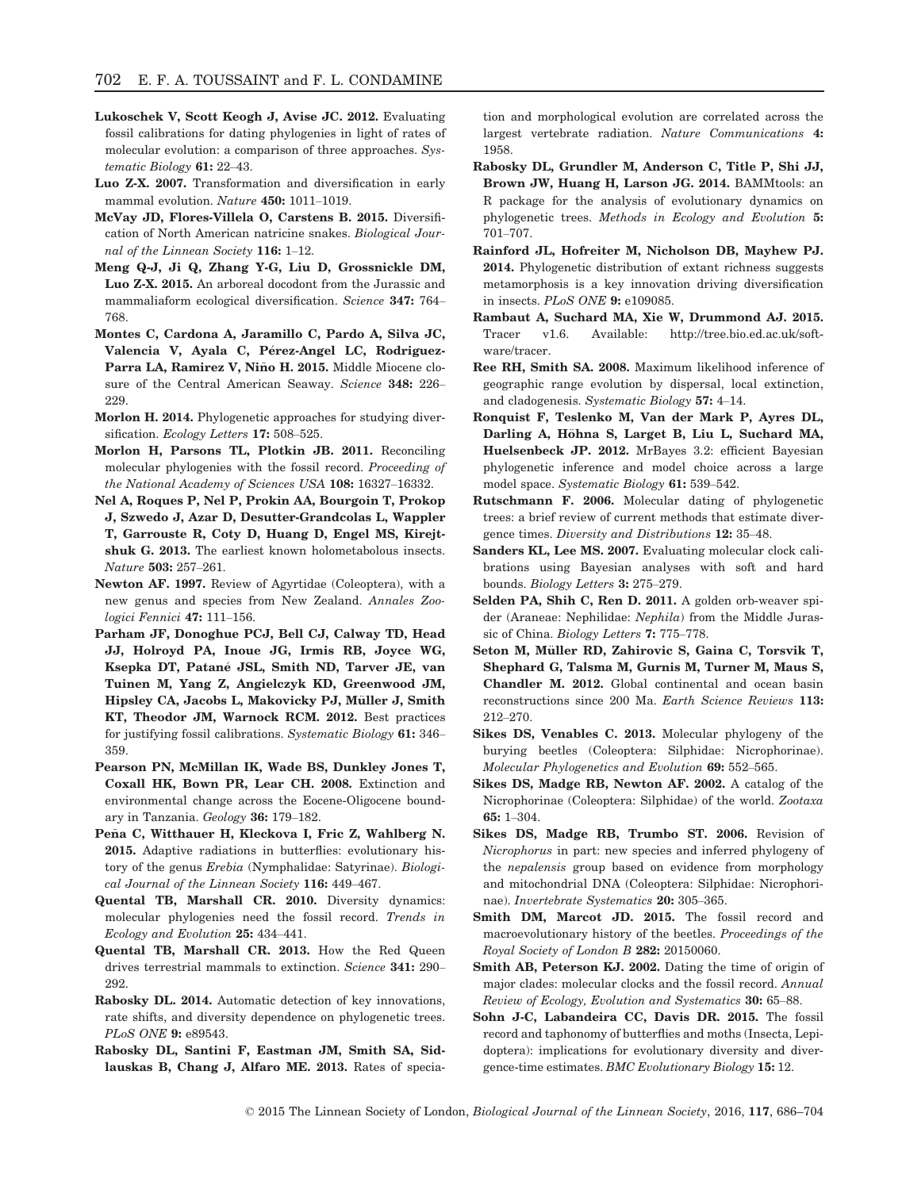**Lukoschek V, Scott Keogh J, Avise JC. 2012.** Evaluating fossil calibrations for dating phylogenies in light of rates of molecular evolution: a comparison of three approaches. *Systematic Biology* **61:** 22–43.

**Luo Z-X. 2007.** Transformation and diversification in early mammal evolution. *Nature* **450:** 1011–1019.

**McVay JD, Flores-Villela O, Carstens B. 2015.** Diversification of North American natricine snakes. *Biological Journal of the Linnean Society* **116:** 1–12.

**Meng Q-J, Ji Q, Zhang Y-G, Liu D, Grossnickle DM, Luo Z-X. 2015.** An arboreal docodont from the Jurassic and mammaliaform ecological diversification. *Science* **347:** 764–768.

**Montes C, Cardona A, Jaramillo C, Pardo A, Silva JC, Valencia V, Ayala C, Pérez-Angel LC, Rodriguez-Parra LA, Ramirez V, Niño H. 2015.** Middle Miocene closure of the Central American Seaway. *Science* **348:** 226–229.

**Morlon H. 2014.** Phylogenetic approaches for studying diversification. *Ecology Letters* **17:** 508–525.

**Morlon H, Parsons TL, Plotkin JB. 2011.** Reconciling molecular phylogenies with the fossil record. *Proceeding of the National Academy of Sciences USA* **108:** 16327–16332.

**Nel A, Roques P, Nel P, Prokin AA, Bourgoin T, Prokop J, Szwedo J, Azar D, Desutter-Grandcolas L, Wappler T, Garrouste R, Coty D, Huang D, Engel MS, Kirejtshuk G. 2013.** The earliest known holometabolous insects. *Nature* **503:** 257–261.

**Newton AF. 1997.** Review of Agyrtidae (Coleoptera), with a new genus and species from New Zealand. *Annales Zoologici Fennici* **47:** 111–156.

**Parham JF, Donoghue PCJ, Bell CJ, Calway TD, Head JJ, Holroyd PA, Inoue JG, Irmis RB, Joyce WG, Ksepka DT, Patané JSL, Smith ND, Tarver JE, van Tuinen M, Yang Z, Angielczyk KD, Greenwood JM, Hipsley CA, Jacobs L, Makovicky PJ, Müller J, Smith KT, Theodor JM, Warnock RCM. 2012.** Best practices for justifying fossil calibrations. *Systematic Biology* **61:** 346–359.

**Pearson PN, McMillan IK, Wade BS, Dunkley Jones T, Coxall HK, Bown PR, Lear CH. 2008.** Extinction and environmental change across the Eocene-Oligocene boundary in Tanzania. *Geology* **36:** 179–182.

**Peña C, Witthauer H, Kleckova I, Fric Z, Wahlberg N. 2015.** Adaptive radiations in butterflies: evolutionary history of the genus *Erebia* (Nymphalidae: Satyrinae). *Biological Journal of the Linnean Society* **116:** 449–467.

**Quental TB, Marshall CR. 2010.** Diversity dynamics: molecular phylogenies need the fossil record. *Trends in Ecology and Evolution* **25:** 434–441.

**Quental TB, Marshall CR. 2013.** How the Red Queen drives terrestrial mammals to extinction. *Science* **341:** 290–292.

**Rabosky DL. 2014.** Automatic detection of key innovations, rate shifts, and diversity dependence on phylogenetic trees. *PLoS ONE* **9:** e89543.

**Rabosky DL, Santini F, Eastman JM, Smith SA, Sidlauskas B, Chang J, Alfaro ME. 2013.** Rates of speciation and morphological evolution are correlated across the largest vertebrate radiation. *Nature Communications* **4:** 1958.

**Rabosky DL, Grundler M, Anderson C, Title P, Shi JJ, Brown JW, Huang H, Larson JG. 2014.** BAMMtools: an R package for the analysis of evolutionary dynamics on phylogenetic trees. *Methods in Ecology and Evolution* **5:** 701–707.

**Rainford JL, Hofreiter M, Nicholson DB, Mayhew PJ. 2014.** Phylogenetic distribution of extant richness suggests metamorphosis is a key innovation driving diversification in insects. *PLoS ONE* **9:** e109085.

**Rambaut A, Suchard MA, Xie W, Drummond AJ. 2015.** Tracer v1.6. Available: http://tree.bio.ed.ac.uk/software/tracer.

**Ree RH, Smith SA. 2008.** Maximum likelihood inference of geographic range evolution by dispersal, local extinction, and cladogenesis. *Systematic Biology* **57:** 4–14.

**Ronquist F, Teslenko M, Van der Mark P, Ayres DL, Darling A, Höhna S, Larget B, Liu L, Suchard MA, Huelsenbeck JP. 2012.** MrBayes 3.2: efficient Bayesian phylogenetic inference and model choice across a large model space. *Systematic Biology* **61:** 539–542.

**Rutschmann F. 2006.** Molecular dating of phylogenetic trees: a brief review of current methods that estimate divergence times. *Diversity and Distributions* **12:** 35–48.

**Sanders KL, Lee MS. 2007.** Evaluating molecular clock calibrations using Bayesian analyses with soft and hard bounds. *Biology Letters* **3:** 275–279.

**Selden PA, Shih C, Ren D. 2011.** A golden orb-weaver spider (Araneae: Nephilidae: *Nephila*) from the Middle Jurassic of China. *Biology Letters* **7:** 775–778.

**Seton M, Müller RD, Zahirovic S, Gaina C, Torsvik T, Shephard G, Talsma M, Gurnis M, Turner M, Maus S, Chandler M. 2012.** Global continental and ocean basin reconstructions since 200 Ma. *Earth Science Reviews* **113:** 212–270.

**Sikes DS, Venables C. 2013.** Molecular phylogeny of the burying beetles (Coleoptera: Silphidae: Nicrophorinae). *Molecular Phylogenetics and Evolution* **69:** 552–565.

**Sikes DS, Madge RB, Newton AF. 2002.** A catalog of the Nicrophorinae (Coleoptera: Silphidae) of the world. *Zootaxa* **65:** 1–304.

**Sikes DS, Madge RB, Trumbo ST. 2006.** Revision of *Nicrophorus* in part: new species and inferred phylogeny of the *nepalensis* group based on evidence from morphology and mitochondrial DNA (Coleoptera: Silphidae: Nicrophorinae). *Invertebrate Systematics* **20:** 305–365.

**Smith DM, Marcot JD. 2015.** The fossil record and macroevolutionary history of the beetles. *Proceedings of the Royal Society of London B* **282:** 20150060.

**Smith AB, Peterson KJ. 2002.** Dating the time of origin of major clades: molecular clocks and the fossil record. *Annual Review of Ecology, Evolution and Systematics* **30:** 65–88.

**Sohn J-C, Labandeira CC, Davis DR. 2015.** The fossil record and taphonomy of butterflies and moths (Insecta, Lepidoptera): implications for evolutionary diversity and divergence-time estimates. *BMC Evolutionary Biology* **15:** 12.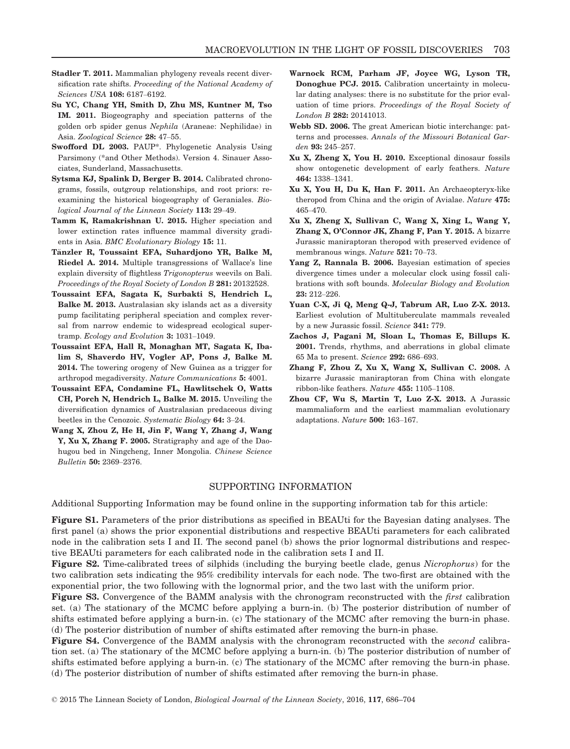**Stadler T. 2011.** Mammalian phylogeny reveals recent diversification rate shifts. *Proceeding of the National Academy of Sciences USA* **108:** 6187–6192.

**Su YC, Chang YH, Smith D, Zhu MS, Kuntner M, Tso IM. 2011.** Biogeography and speciation patterns of the golden orb spider genus *Nephila* (Araneae: Nephilidae) in Asia. *Zoological Science* **28:** 47–55.

**Swofford DL 2003.** PAUP*. Phylogenetic Analysis Using Parsimony (*and Other Methods). Version 4. Sinauer Associates, Sunderland, Massachusetts.

**Sytsma KJ, Spalink D, Berger B. 2014.** Calibrated chronograms, fossils, outgroup relationships, and root priors: re-examining the historical biogeography of Geraniales. *Biological Journal of the Linnean Society* **113:** 29–49.

**Tamm K, Ramakrishnan U. 2015.** Higher speciation and lower extinction rates influence mammal diversity gradients in Asia. *BMC Evolutionary Biology* **15:** 11.

**Tänzler R, Toussaint EFA, Suhardjono YR, Balke M, Riedel A. 2014.** Multiple transgressions of Wallace's line explain diversity of flightless *Trigonopterus* weevils on Bali. *Proceedings of the Royal Society of London B* **281:** 20132528.

**Toussaint EFA, Sagata K, Surbakti S, Hendrich L, Balke M. 2013.** Australasian sky islands act as a diversity pump facilitating peripheral speciation and complex reversal from narrow endemic to widespread ecological supertramp. *Ecology and Evolution* **3:** 1031–1049.

**Toussaint EFA, Hall R, Monaghan MT, Sagata K, Ibalim S, Shaverdo HV, Vogler AP, Pons J, Balke M. 2014.** The towering orogeny of New Guinea as a trigger for arthropod megadiversity. *Nature Communications* **5:** 4001.

**Toussaint EFA, Condamine FL, Hawlitschek O, Watts CH, Porch N, Hendrich L, Balke M. 2015.** Unveiling the diversification dynamics of Australasian predaceous diving beetles in the Cenozoic. *Systematic Biology* **64:** 3–24.

**Wang X, Zhou Z, He H, Jin F, Wang Y, Zhang J, Wang Y, Xu X, Zhang F. 2005.** Stratigraphy and age of the Daohugou bed in Ningcheng, Inner Mongolia. *Chinese Science Bulletin* **50:** 2369–2376.

**Warnock RCM, Parham JF, Joyce WG, Lyson TR, Donoghue PCJ. 2015.** Calibration uncertainty in molecular dating analyses: there is no substitute for the prior evaluation of time priors. *Proceedings of the Royal Society of London B* **282:** 20141013.

**Webb SD. 2006.** The great American biotic interchange: patterns and processes. *Annals of the Missouri Botanical Garden* **93:** 245–257.

**Xu X, Zheng X, You H. 2010.** Exceptional dinosaur fossils show ontogenetic development of early feathers. *Nature* **464:** 1338–1341.

**Xu X, You H, Du K, Han F. 2011.** An Archaeopteryx-like theropod from China and the origin of Avialae. *Nature* **475:** 465–470.

**Xu X, Zheng X, Sullivan C, Wang X, Xing L, Wang Y, Zhang X, O'Connor JK, Zhang F, Pan Y. 2015.** A bizarre Jurassic maniraptoran theropod with preserved evidence of membranous wings. *Nature* **521:** 70–73.

**Yang Z, Rannala B. 2006.** Bayesian estimation of species divergence times under a molecular clock using fossil calibrations with soft bounds. *Molecular Biology and Evolution* **23:** 212–226.

**Yuan C-X, Ji Q, Meng Q-J, Tabrum AR, Luo Z-X. 2013.** Earliest evolution of Multituberculate mammals revealed by a new Jurassic fossil. *Science* **341:** 779.

**Zachos J, Pagani M, Sloan L, Thomas E, Billups K. 2001.** Trends, rhythms, and aberrations in global climate 65 Ma to present. *Science* **292:** 686–693.

**Zhang F, Zhou Z, Xu X, Wang X, Sullivan C. 2008.** A bizarre Jurassic maniraptoran from China with elongate ribbon-like feathers. *Nature* **455:** 1105–1108.

**Zhou CF, Wu S, Martin T, Luo Z-X. 2013.** A Jurassic mammaliaform and the earliest mammalian evolutionary adaptations. *Nature* **500:** 163–167.

## SUPPORTING INFORMATION

Additional Supporting Information may be found online in the supporting information tab for this article:

**Figure S1.** Parameters of the prior distributions as specified in BEAUti for the Bayesian dating analyses. The first panel (a) shows the prior exponential distributions and respective BEAUti parameters for each calibrated node in the calibration sets I and II. The second panel (b) shows the prior lognormal distributions and respective BEAUti parameters for each calibrated node in the calibration sets I and II.

**Figure S2.** Time-calibrated trees of silphids (including the burying beetle clade, genus *Nicrophorus*) for the two calibration sets indicating the 95% credibility intervals for each node. The two-first are obtained with the exponential prior, the two following with the lognormal prior, and the two last with the uniform prior.

**Figure S3.** Convergence of the BAMM analysis with the chronogram reconstructed with the *first* calibration set. (a) The stationary of the MCMC before applying a burn-in. (b) The posterior distribution of number of shifts estimated before applying a burn-in. (c) The stationary of the MCMC after removing the burn-in phase. (d) The posterior distribution of number of shifts estimated after removing the burn-in phase.

**Figure S4.** Convergence of the BAMM analysis with the chronogram reconstructed with the *second* calibration set. (a) The stationary of the MCMC before applying a burn-in. (b) The posterior distribution of number of shifts estimated before applying a burn-in. (c) The stationary of the MCMC after removing the burn-in phase. (d) The posterior distribution of number of shifts estimated after removing the burn-in phase.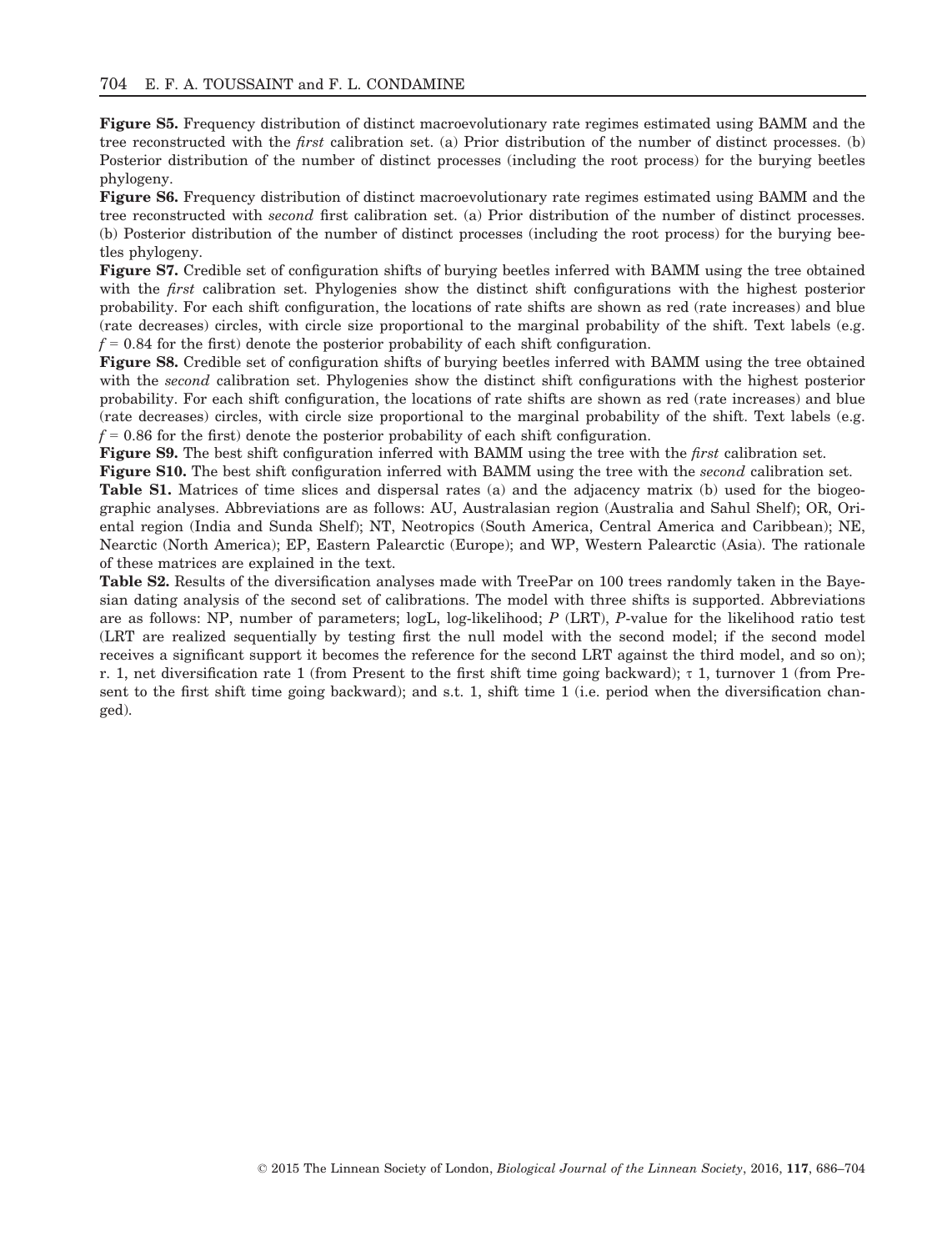**Figure S5.** Frequency distribution of distinct macroevolutionary rate regimes estimated using BAMM and the tree reconstructed with the *first* calibration set. (a) Prior distribution of the number of distinct processes. (b) Posterior distribution of the number of distinct processes (including the root process) for the burying beetles phylogeny.

**Figure S6.** Frequency distribution of distinct macroevolutionary rate regimes estimated using BAMM and the tree reconstructed with *second* first calibration set. (a) Prior distribution of the number of distinct processes. (b) Posterior distribution of the number of distinct processes (including the root process) for the burying beetles phylogeny.

**Figure S7.** Credible set of configuration shifts of burying beetles inferred with BAMM using the tree obtained with the *first* calibration set. Phylogenies show the distinct shift configurations with the highest posterior probability. For each shift configuration, the locations of rate shifts are shown as red (rate increases) and blue (rate decreases) circles, with circle size proportional to the marginal probability of the shift. Text labels (e.g. $f = 0.84$ for the first) denote the posterior probability of each shift configuration.

**Figure S8.** Credible set of configuration shifts of burying beetles inferred with BAMM using the tree obtained with the *second* calibration set. Phylogenies show the distinct shift configurations with the highest posterior probability. For each shift configuration, the locations of rate shifts are shown as red (rate increases) and blue (rate decreases) circles, with circle size proportional to the marginal probability of the shift. Text labels (e.g. $f = 0.86$ for the first) denote the posterior probability of each shift configuration.

**Figure S9.** The best shift configuration inferred with BAMM using the tree with the *first* calibration set.

**Figure S10.** The best shift configuration inferred with BAMM using the tree with the *second* calibration set.

**Table S1.** Matrices of time slices and dispersal rates (a) and the adjacency matrix (b) used for the biogeographic analyses. Abbreviations are as follows: AU, Australasian region (Australia and Sahul Shelf); OR, Oriental region (India and Sunda Shelf); NT, Neotropics (South America, Central America and Caribbean); NE, Nearctic (North America); EP, Eastern Palearctic (Europe); and WP, Western Palearctic (Asia). The rationale of these matrices are explained in the text.

**Table S2.** Results of the diversification analyses made with TreePar on 100 trees randomly taken in the Bayesian dating analysis of the second set of calibrations. The model with three shifts is supported. Abbreviations are as follows: NP, number of parameters; logL, log-likelihood; *P* (LRT), *P*-value for the likelihood ratio test (LRT are realized sequentially by testing first the null model with the second model; if the second model receives a significant support it becomes the reference for the second LRT against the third model, and so on); r. 1, net diversification rate 1 (from Present to the first shift time going backward); $\tau$ 1, turnover 1 (from Present to the first shift time going backward); and s.t. 1, shift time 1 (i.e. period when the diversification changed).